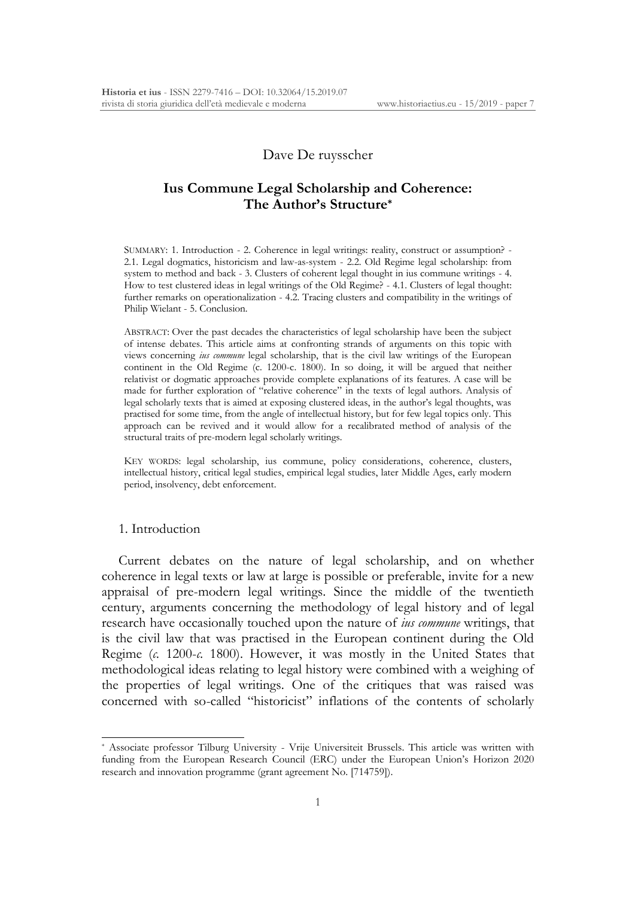Dave De ruysscher

# Ius Commune Legal Scholarship and Coherence: The Author's Structure*

SUMMARY: 1. Introduction - 2. Coherence in legal writings: reality, construct or assumption? - 2.1. Legal dogmatics, historicism and law-as-system - 2.2. Old Regime legal scholarship: from system to method and back - 3. Clusters of coherent legal thought in ius commune writings - 4. How to test clustered ideas in legal writings of the Old Regime? - 4.1. Clusters of legal thought: further remarks on operationalization - 4.2. Tracing clusters and compatibility in the writings of Philip Wielant - 5. Conclusion.

ABSTRACT: Over the past decades the characteristics of legal scholarship have been the subject of intense debates. This article aims at confronting strands of arguments on this topic with views concerning *ius commune* legal scholarship, that is the civil law writings of the European continent in the Old Regime (c. 1200-c. 1800). In so doing, it will be argued that neither relativist or dogmatic approaches provide complete explanations of its features. A case will be made for further exploration of "relative coherence" in the texts of legal authors. Analysis of legal scholarly texts that is aimed at exposing clustered ideas, in the author's legal thoughts, was practised for some time, from the angle of intellectual history, but for few legal topics only. This approach can be revived and it would allow for a recalibrated method of analysis of the structural traits of pre-modern legal scholarly writings.

KEY WORDS: legal scholarship, ius commune, policy considerations, coherence, clusters, intellectual history, critical legal studies, empirical legal studies, later Middle Ages, early modern period, insolvency, debt enforcement.

## 1. Introduction

Current debates on the nature of legal scholarship, and on whether coherence in legal texts or law at large is possible or preferable, invite for a new appraisal of pre-modern legal writings. Since the middle of the twentieth century, arguments concerning the methodology of legal history and of legal research have occasionally touched upon the nature of *ius commune* writings, that is the civil law that was practised in the European continent during the Old Regime (*c.* 1200-*c.* 1800). However, it was mostly in the United States that methodological ideas relating to legal history were combined with a weighing of the properties of legal writings. One of the critiques that was raised was concerned with so-called "historicist" inflations of the contents of scholarly

---

* Associate professor Tilburg University - Vrije Universiteit Brussels. This article was written with funding from the European Research Council (ERC) under the European Union's Horizon 2020 research and innovation programme (grant agreement No. [714759]).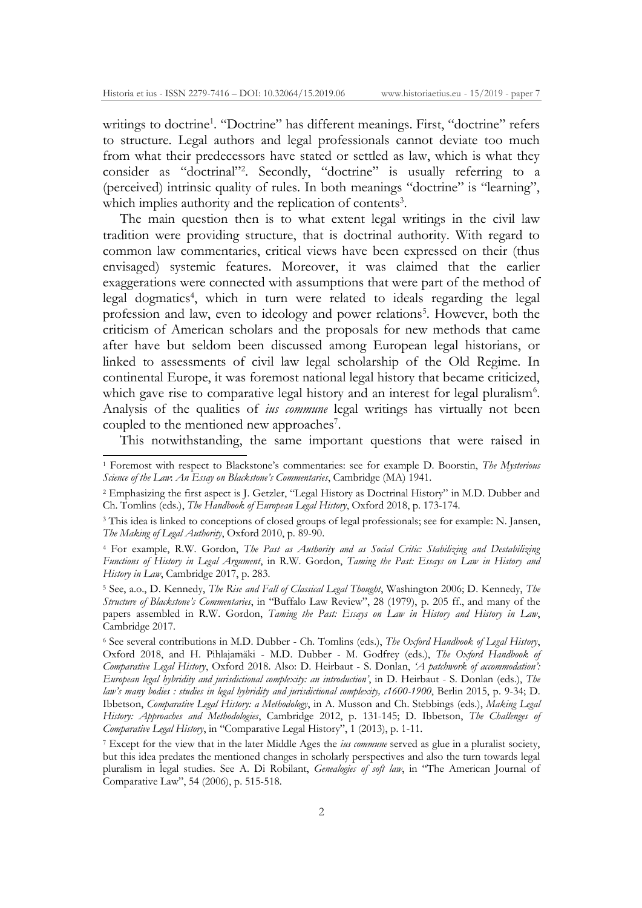writings to doctrine[1]. "Doctrine" has different meanings. First, "doctrine" refers to structure. Legal authors and legal professionals cannot deviate too much from what their predecessors have stated or settled as law, which is what they consider as "doctrinal"[2]. Secondly, "doctrine" is usually referring to a (perceived) intrinsic quality of rules. In both meanings "doctrine" is "learning", which implies authority and the replication of contents[3].

The main question then is to what extent legal writings in the civil law tradition were providing structure, that is doctrinal authority. With regard to common law commentaries, critical views have been expressed on their (thus envisaged) systemic features. Moreover, it was claimed that the earlier exaggerations were connected with assumptions that were part of the method of legal dogmatics[4], which in turn were related to ideals regarding the legal profession and law, even to ideology and power relations[5]. However, both the criticism of American scholars and the proposals for new methods that came after have but seldom been discussed among European legal historians, or linked to assessments of civil law legal scholarship of the Old Regime. In continental Europe, it was foremost national legal history that became criticized, which gave rise to comparative legal history and an interest for legal pluralism[6]. Analysis of the qualities of *ius commune* legal writings has virtually not been coupled to the mentioned new approaches[7].

This notwithstanding, the same important questions that were raised in

---

[1] Foremost with respect to Blackstone's commentaries: see for example D. Boorstin, *The Mysterious Science of the Law*: *An Essay on Blackstone's Commentaries*, Cambridge (MA) 1941.

[2] Emphasizing the first aspect is J. Getzler, "Legal History as Doctrinal History" in M.D. Dubber and Ch. Tomlins (eds.), *The Handbook of European Legal History*, Oxford 2018, p. 173-174.

[3] This idea is linked to conceptions of closed groups of legal professionals; see for example: N. Jansen, *The Making of Legal Authority*, Oxford 2010, p. 89-90.

[4] For example, R.W. Gordon, *The Past as Authority and as Social Critic: Stabilizing and Destabilizing Functions of History in Legal Argument*, in R.W. Gordon, *Taming the Past: Essays on Law in History and History in Law*, Cambridge 2017, p. 283.

[5] See, a.o., D. Kennedy, *The Rise and Fall of Classical Legal Thought*, Washington 2006; D. Kennedy, *The Structure of Blackstone's Commentaries*, in "Buffalo Law Review", 28 (1979), p. 205 ff., and many of the papers assembled in R.W. Gordon, *Taming the Past: Essays on Law in History and History in Law*, Cambridge 2017.

[6] See several contributions in M.D. Dubber - Ch. Tomlins (eds.), *The Oxford Handbook of Legal History*, Oxford 2018, and H. Pihlajamäki - M.D. Dubber - M. Godfrey (eds.), *The Oxford Handbook of Comparative Legal History*, Oxford 2018. Also: D. Heirbaut - S. Donlan, *'A patchwork of accommodation': European legal hybridity and jurisdictional complexity: an introduction'*, in D. Heirbaut - S. Donlan (eds.), *The law's many bodies : studies in legal hybridity and jurisdictional complexity, c1600-1900*, Berlin 2015, p. 9-34; D. Ibbetson, *Comparative Legal History: a Methodology*, in A. Musson and Ch. Stebbings (eds.), *Making Legal History: Approaches and Methodologies*, Cambridge 2012, p. 131-145; D. Ibbetson, *The Challenges of Comparative Legal History*, in "Comparative Legal History", 1 (2013), p. 1-11.

[7] Except for the view that in the later Middle Ages the *ius commune* served as glue in a pluralist society, but this idea predates the mentioned changes in scholarly perspectives and also the turn towards legal pluralism in legal studies. See A. Di Robilant, *Genealogies of soft law*, in "The American Journal of Comparative Law", 54 (2006), p. 515-518.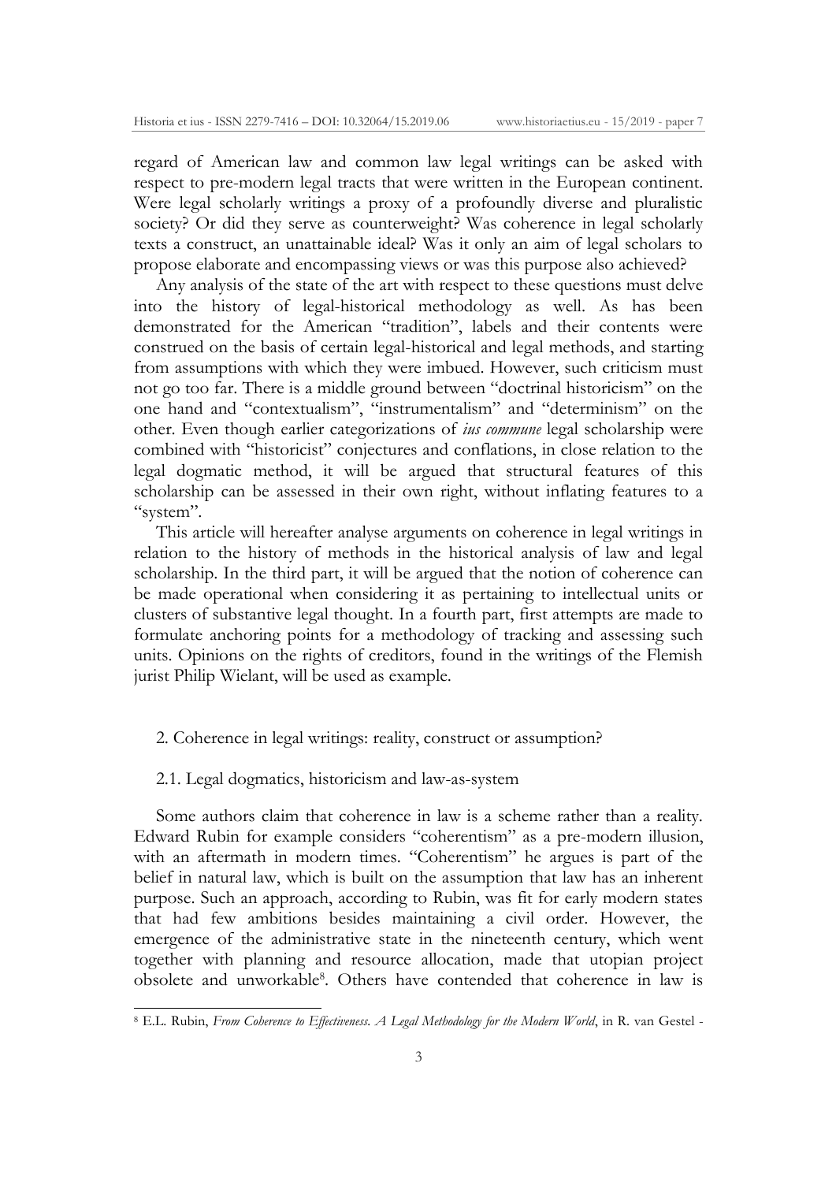regard of American law and common law legal writings can be asked with respect to pre-modern legal tracts that were written in the European continent. Were legal scholarly writings a proxy of a profoundly diverse and pluralistic society? Or did they serve as counterweight? Was coherence in legal scholarly texts a construct, an unattainable ideal? Was it only an aim of legal scholars to propose elaborate and encompassing views or was this purpose also achieved?

Any analysis of the state of the art with respect to these questions must delve into the history of legal-historical methodology as well. As has been demonstrated for the American "tradition", labels and their contents were construed on the basis of certain legal-historical and legal methods, and starting from assumptions with which they were imbued. However, such criticism must not go too far. There is a middle ground between "doctrinal historicism" on the one hand and "contextualism", "instrumentalism" and "determinism" on the other. Even though earlier categorizations of *ius commune* legal scholarship were combined with "historicist" conjectures and conflations, in close relation to the legal dogmatic method, it will be argued that structural features of this scholarship can be assessed in their own right, without inflating features to a "system".

This article will hereafter analyse arguments on coherence in legal writings in relation to the history of methods in the historical analysis of law and legal scholarship. In the third part, it will be argued that the notion of coherence can be made operational when considering it as pertaining to intellectual units or clusters of substantive legal thought. In a fourth part, first attempts are made to formulate anchoring points for a methodology of tracking and assessing such units. Opinions on the rights of creditors, found in the writings of the Flemish jurist Philip Wielant, will be used as example.

## 2. Coherence in legal writings: reality, construct or assumption?

### 2.1. Legal dogmatics, historicism and law-as-system

Some authors claim that coherence in law is a scheme rather than a reality. Edward Rubin for example considers "coherentism" as a pre-modern illusion, with an aftermath in modern times. "Coherentism" he argues is part of the belief in natural law, which is built on the assumption that law has an inherent purpose. Such an approach, according to Rubin, was fit for early modern states that had few ambitions besides maintaining a civil order. However, the emergence of the administrative state in the nineteenth century, which went together with planning and resource allocation, made that utopian project obsolete and unworkable[8]. Others have contended that coherence in law is

---

[8] E.L. Rubin, *From Coherence to Effectiveness. A Legal Methodology for the Modern World*, in R. van Gestel -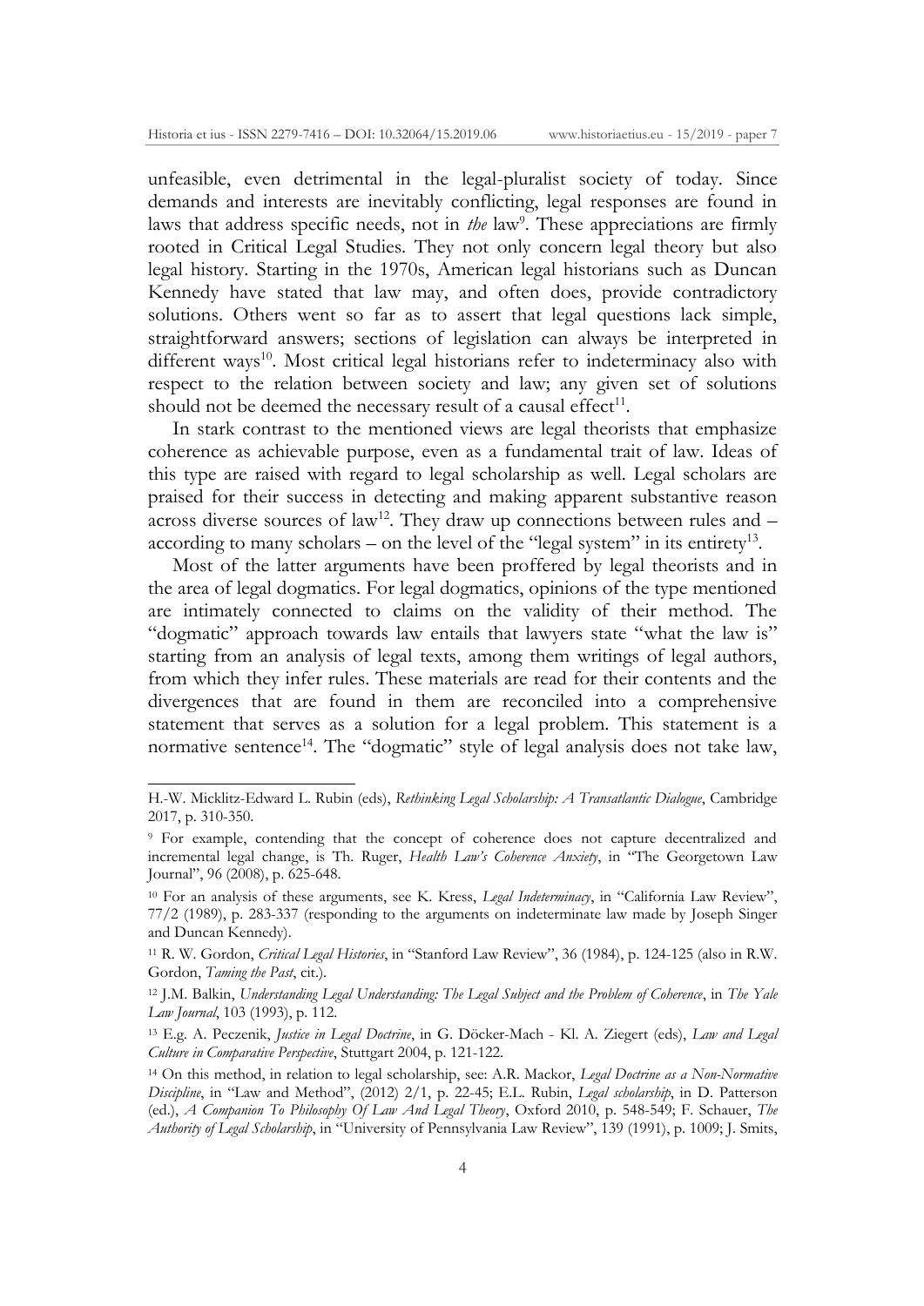unfeasible, even detrimental in the legal-pluralist society of today. Since demands and interests are inevitably conflicting, legal responses are found in laws that address specific needs, not in *the* law[9]. These appreciations are firmly rooted in Critical Legal Studies. They not only concern legal theory but also legal history. Starting in the 1970s, American legal historians such as Duncan Kennedy have stated that law may, and often does, provide contradictory solutions. Others went so far as to assert that legal questions lack simple, straightforward answers; sections of legislation can always be interpreted in different ways[10]. Most critical legal historians refer to indeterminacy also with respect to the relation between society and law; any given set of solutions should not be deemed the necessary result of a causal effect[11].

In stark contrast to the mentioned views are legal theorists that emphasize coherence as achievable purpose, even as a fundamental trait of law. Ideas of this type are raised with regard to legal scholarship as well. Legal scholars are praised for their success in detecting and making apparent substantive reason across diverse sources of law[12]. They draw up connections between rules and – according to many scholars – on the level of the "legal system" in its entirety[13].

Most of the latter arguments have been proffered by legal theorists and in the area of legal dogmatics. For legal dogmatics, opinions of the type mentioned are intimately connected to claims on the validity of their method. The "dogmatic" approach towards law entails that lawyers state "what the law is" starting from an analysis of legal texts, among them writings of legal authors, from which they infer rules. These materials are read for their contents and the divergences that are found in them are reconciled into a comprehensive statement that serves as a solution for a legal problem. This statement is a normative sentence[14]. The "dogmatic" style of legal analysis does not take law,

---

H.-W. Micklitz-Edward L. Rubin (eds), *Rethinking Legal Scholarship: A Transatlantic Dialogue*, Cambridge 2017, p. 310-350.

[9] For example, contending that the concept of coherence does not capture decentralized and incremental legal change, is Th. Ruger, *Health Law's Coherence Anxiety*, in "The Georgetown Law Journal", 96 (2008), p. 625-648.

[10] For an analysis of these arguments, see K. Kress, *Legal Indeterminacy*, in "California Law Review", 77/2 (1989), p. 283-337 (responding to the arguments on indeterminate law made by Joseph Singer and Duncan Kennedy).

[11] R. W. Gordon, *Critical Legal Histories*, in "Stanford Law Review", 36 (1984), p. 124-125 (also in R.W. Gordon, *Taming the Past*, cit.).

[12] J.M. Balkin, *Understanding Legal Understanding: The Legal Subject and the Problem of Coherence*, in *The Yale Law Journal*, 103 (1993), p. 112.

[13] E.g. A. Peczenik, *Justice in Legal Doctrine*, in G. Döcker-Mach - Kl. A. Ziegert (eds), *Law and Legal Culture in Comparative Perspective*, Stuttgart 2004, p. 121-122.

[14] On this method, in relation to legal scholarship, see: A.R. Mackor, *Legal Doctrine as a Non-Normative Discipline*, in "Law and Method", (2012) 2/1, p. 22-45; E.L. Rubin, *Legal scholarship*, in D. Patterson (ed.), *A Companion To Philosophy Of Law And Legal Theory*, Oxford 2010, p. 548-549; F. Schauer, *The Authority of Legal Scholarship*, in "University of Pennsylvania Law Review", 139 (1991), p. 1009; J. Smits,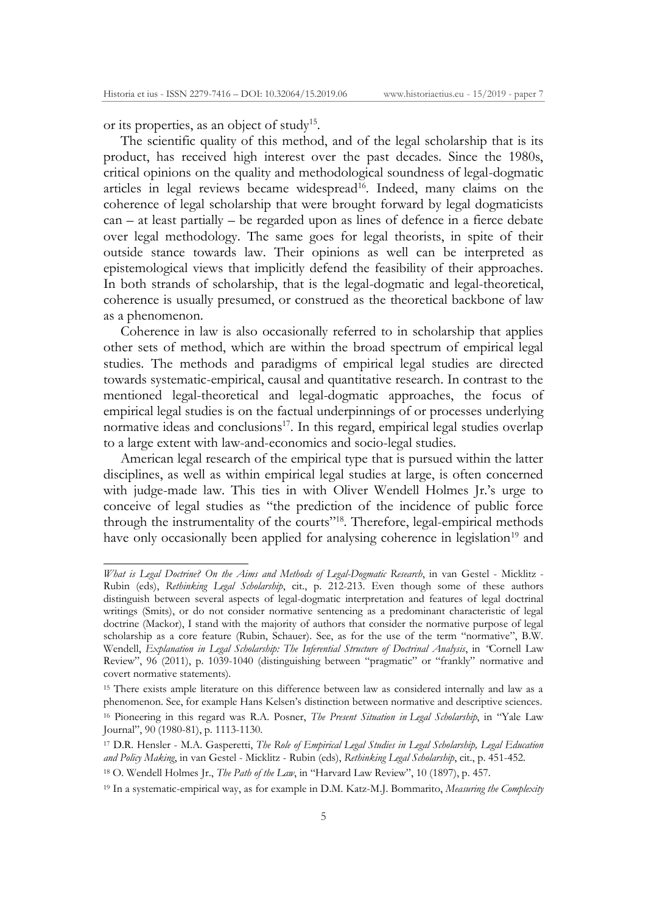or its properties, as an object of study[15].

The scientific quality of this method, and of the legal scholarship that is its product, has received high interest over the past decades. Since the 1980s, critical opinions on the quality and methodological soundness of legal-dogmatic articles in legal reviews became widespread[16]. Indeed, many claims on the coherence of legal scholarship that were brought forward by legal dogmaticists can – at least partially – be regarded upon as lines of defence in a fierce debate over legal methodology. The same goes for legal theorists, in spite of their outside stance towards law. Their opinions as well can be interpreted as epistemological views that implicitly defend the feasibility of their approaches. In both strands of scholarship, that is the legal-dogmatic and legal-theoretical, coherence is usually presumed, or construed as the theoretical backbone of law as a phenomenon.

Coherence in law is also occasionally referred to in scholarship that applies other sets of method, which are within the broad spectrum of empirical legal studies. The methods and paradigms of empirical legal studies are directed towards systematic-empirical, causal and quantitative research. In contrast to the mentioned legal-theoretical and legal-dogmatic approaches, the focus of empirical legal studies is on the factual underpinnings of or processes underlying normative ideas and conclusions[17]. In this regard, empirical legal studies overlap to a large extent with law-and-economics and socio-legal studies.

American legal research of the empirical type that is pursued within the latter disciplines, as well as within empirical legal studies at large, is often concerned with judge-made law. This ties in with Oliver Wendell Holmes Jr.'s urge to conceive of legal studies as "the prediction of the incidence of public force through the instrumentality of the courts"[18]. Therefore, legal-empirical methods have only occasionally been applied for analysing coherence in legislation[19] and

---

*What is Legal Doctrine? On the Aims and Methods of Legal-Dogmatic Research*, in van Gestel - Micklitz - Rubin (eds), *Rethinking Legal Scholarship*, cit., p. 212-213. Even though some of these authors distinguish between several aspects of legal-dogmatic interpretation and features of legal doctrinal writings (Smits), or do not consider normative sentencing as a predominant characteristic of legal doctrine (Mackor), I stand with the majority of authors that consider the normative purpose of legal scholarship as a core feature (Rubin, Schauer). See, as for the use of the term "normative", B.W. Wendell, *Explanation in Legal Scholarship: The Inferential Structure of Doctrinal Analysis*, in "Cornell Law Review", 96 (2011), p. 1039-1040 (distinguishing between "pragmatic" or "frankly" normative and covert normative statements).

[15] There exists ample literature on this difference between law as considered internally and law as a phenomenon. See, for example Hans Kelsen's distinction between normative and descriptive sciences.

[16] Pioneering in this regard was R.A. Posner, *The Present Situation in Legal Scholarship*, in "Yale Law Journal", 90 (1980-81), p. 1113-1130.

[17] D.R. Hensler - M.A. Gasperetti, *The Role of Empirical Legal Studies in Legal Scholarship, Legal Education and Policy Making*, in van Gestel - Micklitz - Rubin (eds), *Rethinking Legal Scholarship*, cit., p. 451-452.

[18] O. Wendell Holmes Jr., *The Path of the Law*, in "Harvard Law Review", 10 (1897), p. 457.

[19] In a systematic-empirical way, as for example in D.M. Katz-M.J. Bommarito, *Measuring the Complexity*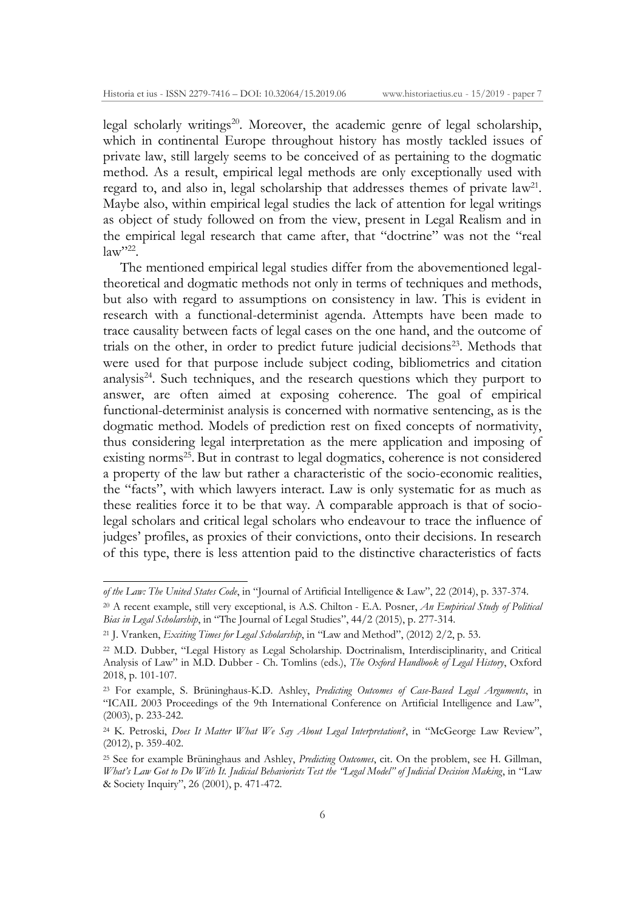legal scholarly writings[20]. Moreover, the academic genre of legal scholarship, which in continental Europe throughout history has mostly tackled issues of private law, still largely seems to be conceived of as pertaining to the dogmatic method. As a result, empirical legal methods are only exceptionally used with regard to, and also in, legal scholarship that addresses themes of private law[21]. Maybe also, within empirical legal studies the lack of attention for legal writings as object of study followed on from the view, present in Legal Realism and in the empirical legal research that came after, that "doctrine" was not the "real law"[22].

The mentioned empirical legal studies differ from the abovementioned legal-theoretical and dogmatic methods not only in terms of techniques and methods, but also with regard to assumptions on consistency in law. This is evident in research with a functional-determinist agenda. Attempts have been made to trace causality between facts of legal cases on the one hand, and the outcome of trials on the other, in order to predict future judicial decisions[23]. Methods that were used for that purpose include subject coding, bibliometrics and citation analysis[24]. Such techniques, and the research questions which they purport to answer, are often aimed at exposing coherence. The goal of empirical functional-determinist analysis is concerned with normative sentencing, as is the dogmatic method. Models of prediction rest on fixed concepts of normativity, thus considering legal interpretation as the mere application and imposing of existing norms[25]. But in contrast to legal dogmatics, coherence is not considered a property of the law but rather a characteristic of the socio-economic realities, the "facts", with which lawyers interact. Law is only systematic for as much as these realities force it to be that way. A comparable approach is that of socio-legal scholars and critical legal scholars who endeavour to trace the influence of judges' profiles, as proxies of their convictions, onto their decisions. In research of this type, there is less attention paid to the distinctive characteristics of facts

---

*of the Law: The United States Code*, in "Journal of Artificial Intelligence & Law", 22 (2014), p. 337-374.

[20] A recent example, still very exceptional, is A.S. Chilton - E.A. Posner, *An Empirical Study of Political Bias in Legal Scholarship*, in "The Journal of Legal Studies", 44/2 (2015), p. 277-314.

[21] J. Vranken, *Exciting Times for Legal Scholarship*, in "Law and Method", (2012) 2/2, p. 53.

[22] M.D. Dubber, "Legal History as Legal Scholarship. Doctrinalism, Interdisciplinarity, and Critical Analysis of Law" in M.D. Dubber - Ch. Tomlins (eds.), *The Oxford Handbook of Legal History*, Oxford 2018, p. 101-107.

[23] For example, S. Brüninghaus-K.D. Ashley, *Predicting Outcomes of Case-Based Legal Arguments*, in "ICAIL 2003 Proceedings of the 9th International Conference on Artificial Intelligence and Law", (2003), p. 233-242.

[24] K. Petroski, *Does It Matter What We Say About Legal Interpretation?*, in "McGeorge Law Review", (2012), p. 359-402.

[25] See for example Brüninghaus and Ashley, *Predicting Outcomes*, cit. On the problem, see H. Gillman, *What's Law Got to Do With It. Judicial Behaviorists Test the "Legal Model" of Judicial Decision Making*, in "Law & Society Inquiry", 26 (2001), p. 471-472.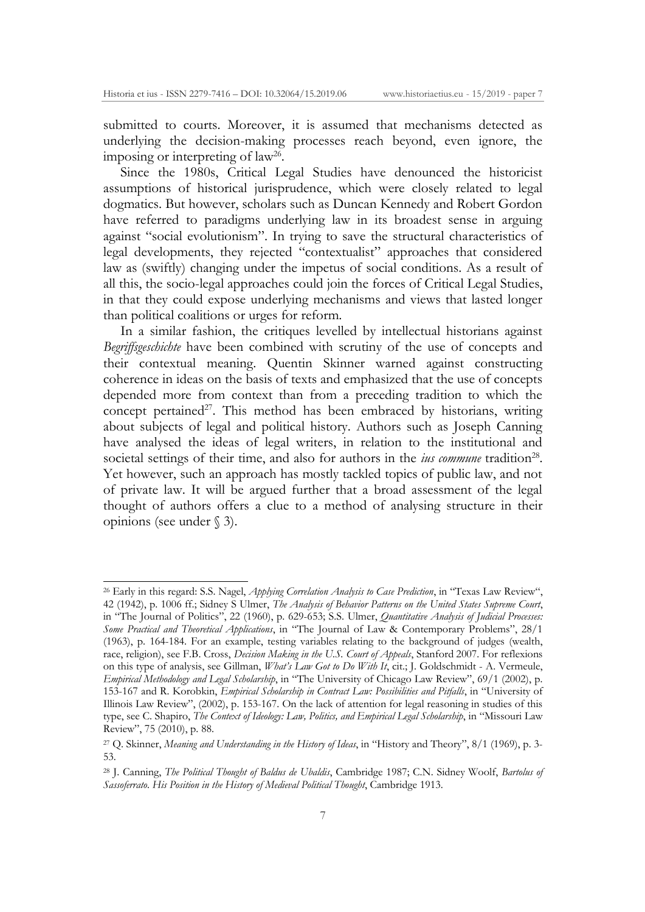submitted to courts. Moreover, it is assumed that mechanisms detected as underlying the decision-making processes reach beyond, even ignore, the imposing or interpreting of law[26].

Since the 1980s, Critical Legal Studies have denounced the historicist assumptions of historical jurisprudence, which were closely related to legal dogmatics. But however, scholars such as Duncan Kennedy and Robert Gordon have referred to paradigms underlying law in its broadest sense in arguing against "social evolutionism". In trying to save the structural characteristics of legal developments, they rejected "contextualist" approaches that considered law as (swiftly) changing under the impetus of social conditions. As a result of all this, the socio-legal approaches could join the forces of Critical Legal Studies, in that they could expose underlying mechanisms and views that lasted longer than political coalitions or urges for reform.

In a similar fashion, the critiques levelled by intellectual historians against *Begriffsgeschichte* have been combined with scrutiny of the use of concepts and their contextual meaning. Quentin Skinner warned against constructing coherence in ideas on the basis of texts and emphasized that the use of concepts depended more from context than from a preceding tradition to which the concept pertained[27]. This method has been embraced by historians, writing about subjects of legal and political history. Authors such as Joseph Canning have analysed the ideas of legal writers, in relation to the institutional and societal settings of their time, and also for authors in the *ius commune* tradition[28]. Yet however, such an approach has mostly tackled topics of public law, and not of private law. It will be argued further that a broad assessment of the legal thought of authors offers a clue to a method of analysing structure in their opinions (see under § 3).

---

[26] Early in this regard: S.S. Nagel, *Applying Correlation Analysis to Case Prediction*, in "Texas Law Review", 42 (1942), p. 1006 ff.; Sidney S Ulmer, *The Analysis of Behavior Patterns on the United States Supreme Court*, in "The Journal of Politics", 22 (1960), p. 629-653; S.S. Ulmer, *Quantitative Analysis of Judicial Processes: Some Practical and Theoretical Applications*, in "The Journal of Law & Contemporary Problems", 28/1 (1963), p. 164-184. For an example, testing variables relating to the background of judges (wealth, race, religion), see F.B. Cross, *Decision Making in the U.S. Court of Appeals*, Stanford 2007. For reflexions on this type of analysis, see Gillman, *What's Law Got to Do With It*, cit.; J. Goldschmidt - A. Vermeule, *Empirical Methodology and Legal Scholarship*, in "The University of Chicago Law Review", 69/1 (2002), p. 153-167 and R. Korobkin, *Empirical Scholarship in Contract Law: Possibilities and Pitfalls*, in "University of Illinois Law Review", (2002), p. 153-167. On the lack of attention for legal reasoning in studies of this type, see C. Shapiro, *The Context of Ideology: Law, Politics, and Empirical Legal Scholarship*, in "Missouri Law Review", 75 (2010), p. 88.

[27] Q. Skinner, *Meaning and Understanding in the History of Ideas*, in "History and Theory", 8/1 (1969), p. 3-53.

[28] J. Canning, *The Political Thought of Baldus de Ubaldis*, Cambridge 1987; C.N. Sidney Woolf, *Bartolus of Sassoferrato. His Position in the History of Medieval Political Thought*, Cambridge 1913.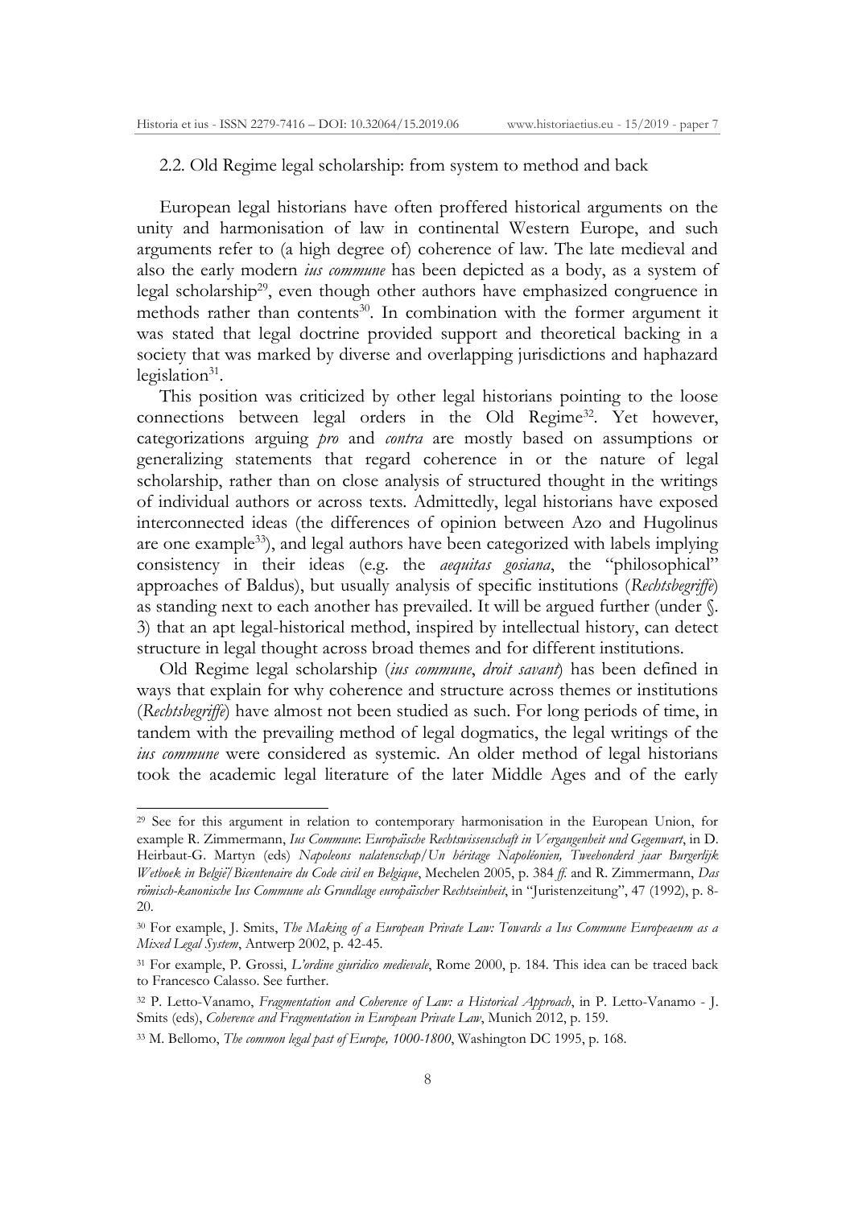## 2.2. Old Regime legal scholarship: from system to method and back

European legal historians have often proffered historical arguments on the unity and harmonisation of law in continental Western Europe, and such arguments refer to (a high degree of) coherence of law. The late medieval and also the early modern *ius commune* has been depicted as a body, as a system of legal scholarship[29], even though other authors have emphasized congruence in methods rather than contents[30]. In combination with the former argument it was stated that legal doctrine provided support and theoretical backing in a society that was marked by diverse and overlapping jurisdictions and haphazard legislation[31].

This position was criticized by other legal historians pointing to the loose connections between legal orders in the Old Regime[32]. Yet however, categorizations arguing *pro* and *contra* are mostly based on assumptions or generalizing statements that regard coherence in or the nature of legal scholarship, rather than on close analysis of structured thought in the writings of individual authors or across texts. Admittedly, legal historians have exposed interconnected ideas (the differences of opinion between Azo and Hugolinus are one example[33]), and legal authors have been categorized with labels implying consistency in their ideas (e.g. the *aequitas gosiana*, the "philosophical" approaches of Baldus), but usually analysis of specific institutions (*Rechtsbegriffe*) as standing next to each another has prevailed. It will be argued further (under §. 3) that an apt legal-historical method, inspired by intellectual history, can detect structure in legal thought across broad themes and for different institutions.

Old Regime legal scholarship (*ius commune*, *droit savant*) has been defined in ways that explain for why coherence and structure across themes or institutions (*Rechtsbegriffe*) have almost not been studied as such. For long periods of time, in tandem with the prevailing method of legal dogmatics, the legal writings of the *ius commune* were considered as systemic. An older method of legal historians took the academic legal literature of the later Middle Ages and of the early

---

[29] See for this argument in relation to contemporary harmonisation in the European Union, for example R. Zimmermann, *Ius Commune*: *Europäische Rechtswissenschaft in Vergangenheit und Gegenwart*, in D. Heirbaut-G. Martyn (eds) *Napoleons nalatenschap/Un héritage Napoléonien, Tweehonderd jaar Burgerlijk Wetboek in België/Bicentenaire du Code civil en Belgique*, Mechelen 2005, p. 384 *ff.* and R. Zimmermann, *Das römisch-kanonische Ius Commune als Grundlage europäischer Rechtseinheit*, in "Juristenzeitung", 47 (1992), p. 8-20.

[30] For example, J. Smits, *The Making of a European Private Law: Towards a Ius Commune Europeaeum as a Mixed Legal System*, Antwerp 2002, p. 42-45.

[31] For example, P. Grossi, *L'ordine giuridico medievale*, Rome 2000, p. 184. This idea can be traced back to Francesco Calasso. See further.

[32] P. Letto-Vanamo, *Fragmentation and Coherence of Law: a Historical Approach*, in P. Letto-Vanamo - J. Smits (eds), *Coherence and Fragmentation in European Private Law*, Munich 2012, p. 159.

[33] M. Bellomo, *The common legal past of Europe, 1000-1800*, Washington DC 1995, p. 168.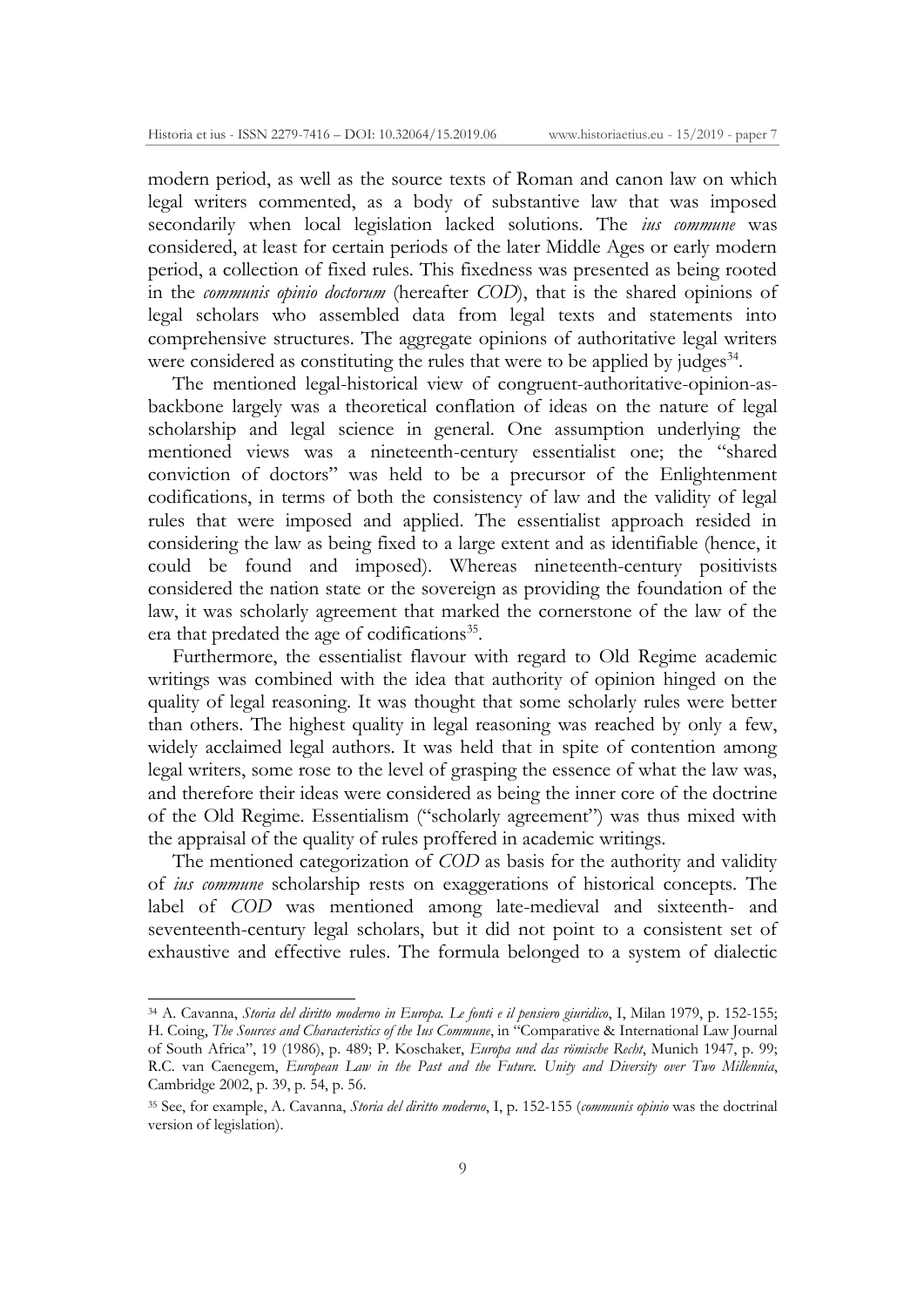modern period, as well as the source texts of Roman and canon law on which legal writers commented, as a body of substantive law that was imposed secondarily when local legislation lacked solutions. The *ius commune* was considered, at least for certain periods of the later Middle Ages or early modern period, a collection of fixed rules. This fixedness was presented as being rooted in the *communis opinio doctorum* (hereafter *COD*), that is the shared opinions of legal scholars who assembled data from legal texts and statements into comprehensive structures. The aggregate opinions of authoritative legal writers were considered as constituting the rules that were to be applied by judges[34].

The mentioned legal-historical view of congruent-authoritative-opinion-as-backbone largely was a theoretical conflation of ideas on the nature of legal scholarship and legal science in general. One assumption underlying the mentioned views was a nineteenth-century essentialist one; the "shared conviction of doctors" was held to be a precursor of the Enlightenment codifications, in terms of both the consistency of law and the validity of legal rules that were imposed and applied. The essentialist approach resided in considering the law as being fixed to a large extent and as identifiable (hence, it could be found and imposed). Whereas nineteenth-century positivists considered the nation state or the sovereign as providing the foundation of the law, it was scholarly agreement that marked the cornerstone of the law of the era that predated the age of codifications[35].

Furthermore, the essentialist flavour with regard to Old Regime academic writings was combined with the idea that authority of opinion hinged on the quality of legal reasoning. It was thought that some scholarly rules were better than others. The highest quality in legal reasoning was reached by only a few, widely acclaimed legal authors. It was held that in spite of contention among legal writers, some rose to the level of grasping the essence of what the law was, and therefore their ideas were considered as being the inner core of the doctrine of the Old Regime. Essentialism ("scholarly agreement") was thus mixed with the appraisal of the quality of rules proffered in academic writings.

The mentioned categorization of *COD* as basis for the authority and validity of *ius commune* scholarship rests on exaggerations of historical concepts. The label of *COD* was mentioned among late-medieval and sixteenth- and seventeenth-century legal scholars, but it did not point to a consistent set of exhaustive and effective rules. The formula belonged to a system of dialectic

---

[34] A. Cavanna, *Storia del diritto moderno in Europa. Le fonti e il pensiero giuridico*, I, Milan 1979, p. 152-155; H. Coing, *The Sources and Characteristics of the Ius Commune*, in "Comparative & International Law Journal of South Africa", 19 (1986), p. 489; P. Koschaker, *Europa und das römische Recht*, Munich 1947, p. 99; R.C. van Caenegem, *European Law in the Past and the Future. Unity and Diversity over Two Millennia*, Cambridge 2002, p. 39, p. 54, p. 56.

[35] See, for example, A. Cavanna, *Storia del diritto moderno*, I, p. 152-155 (*communis opinio* was the doctrinal version of legislation).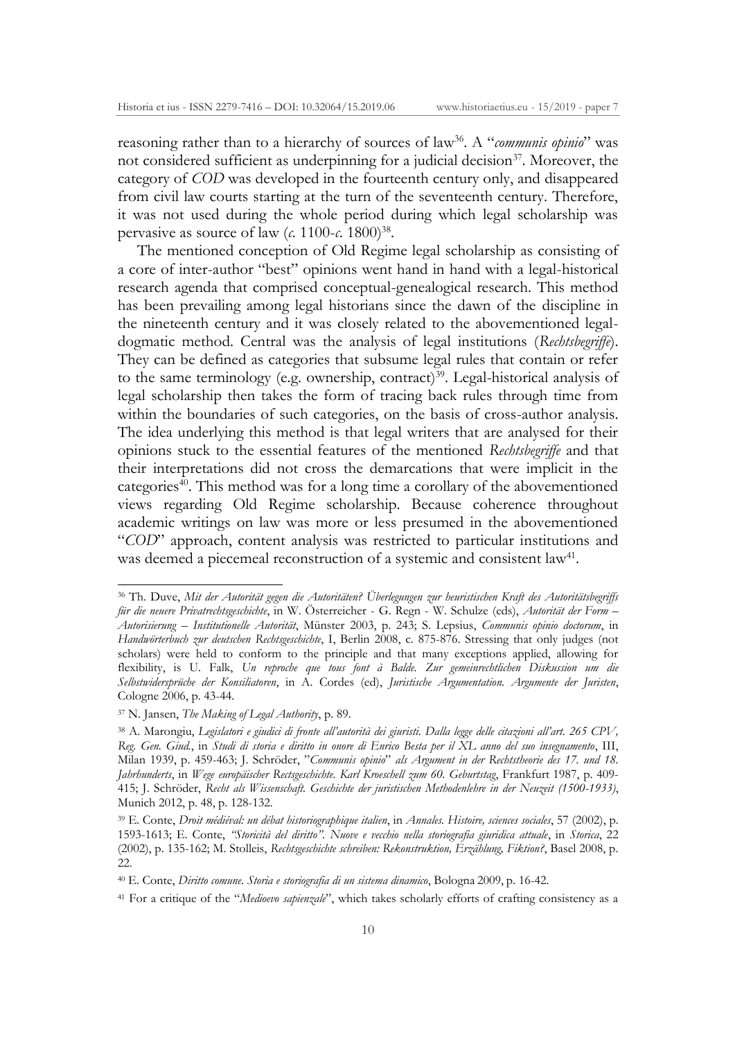reasoning rather than to a hierarchy of sources of law[36]. A "*communis opinio*" was not considered sufficient as underpinning for a judicial decision[37]. Moreover, the category of *COD* was developed in the fourteenth century only, and disappeared from civil law courts starting at the turn of the seventeenth century. Therefore, it was not used during the whole period during which legal scholarship was pervasive as source of law (*c*. 1100-*c*. 1800)[38].

The mentioned conception of Old Regime legal scholarship as consisting of a core of inter-author "best" opinions went hand in hand with a legal-historical research agenda that comprised conceptual-genealogical research. This method has been prevailing among legal historians since the dawn of the discipline in the nineteenth century and it was closely related to the abovementioned legal-dogmatic method. Central was the analysis of legal institutions (*Rechtsbegriffe*). They can be defined as categories that subsume legal rules that contain or refer to the same terminology (e.g. ownership, contract)[39]. Legal-historical analysis of legal scholarship then takes the form of tracing back rules through time from within the boundaries of such categories, on the basis of cross-author analysis. The idea underlying this method is that legal writers that are analysed for their opinions stuck to the essential features of the mentioned *Rechtsbegriffe* and that their interpretations did not cross the demarcations that were implicit in the categories[40]. This method was for a long time a corollary of the abovementioned views regarding Old Regime scholarship. Because coherence throughout academic writings on law was more or less presumed in the abovementioned "*COD*" approach, content analysis was restricted to particular institutions and was deemed a piecemeal reconstruction of a systemic and consistent law[41].

---

[36] Th. Duve, *Mit der Autorität gegen die Autoritäten? Überlegungen zur heuristischen Kraft des Autoritätsbegriffs für die neuere Privatrechtsgeschichte*, in W. Österreicher - G. Regn - W. Schulze (eds), *Autorität der Form – Autorisierung – Institutionelle Autorität*, Münster 2003, p. 243; J. Schröder, *Communis opinio doctorum*, in *Handwörterbuch zur deutschen Rechtsgeschichte*, I, Berlin 2008, c. 875-876. Stressing that only judges (not scholars) were held to conform to the principle and that many exceptions applied, allowing for flexibility, is U. Falk, *Un reproche que tous font à Balde. Zur gemeinrechtlichen Diskussion um die Selbstwidersprüche der Konsiliatoren*, in A. Cordes (ed), *Juristische Argumentation. Argumente der Juristen*, Cologne 2006, p. 43-44.

[37] N. Jansen, *The Making of Legal Authority*, p. 89.

[38] A. Marongiu, *Legislatori e giudici di fronte all'autorità dei giuristi. Dalla legge delle citazioni all'art. 265 CPV, Reg. Gen. Giud.*, in *Studi di storia e diritto in onore di Enrico Besta per il XL anno del suo insegnamento*, III, Milan 1939, p. 459-463; J. Schröder, "*Communis opinio*" *als Argument in der Rechtstheorie des 17. und 18. Jahrhunderts*, in *Wege europäischer Rectsgeschichte. Karl Kroeschell zum 60. Geburtstag*, Frankfurt 1987, p. 409-415; J. Schröder, *Recht als Wissenschaft. Geschichte der juristischen Methodenlehre in der Neuzeit (1500-1933)*, Munich 2012, p. 48, p. 128-132.

[39] E. Conte, *Droit médiéval: un débat historiographique italien*, in *Annales. Histoire, sciences sociales*, 57 (2002), p. 1593-1613; E. Conte, *"Storicità del diritto". Nuove e vecchio nella storiografia giuridica attuale*, in *Storica*, 22 (2002), p. 135-162; M. Stolleis, *Rechtsgeschichte schreiben: Rekonstruktion, Erzählung, Fiktion?*, Basel 2008, p. 22.

[40] E. Conte, *Diritto comune. Storia e storiografia di un sistema dinamico*, Bologna 2009, p. 16-42.

[41] For a critique of the "*Medioevo sapienzale*", which takes scholarly efforts of crafting consistency as a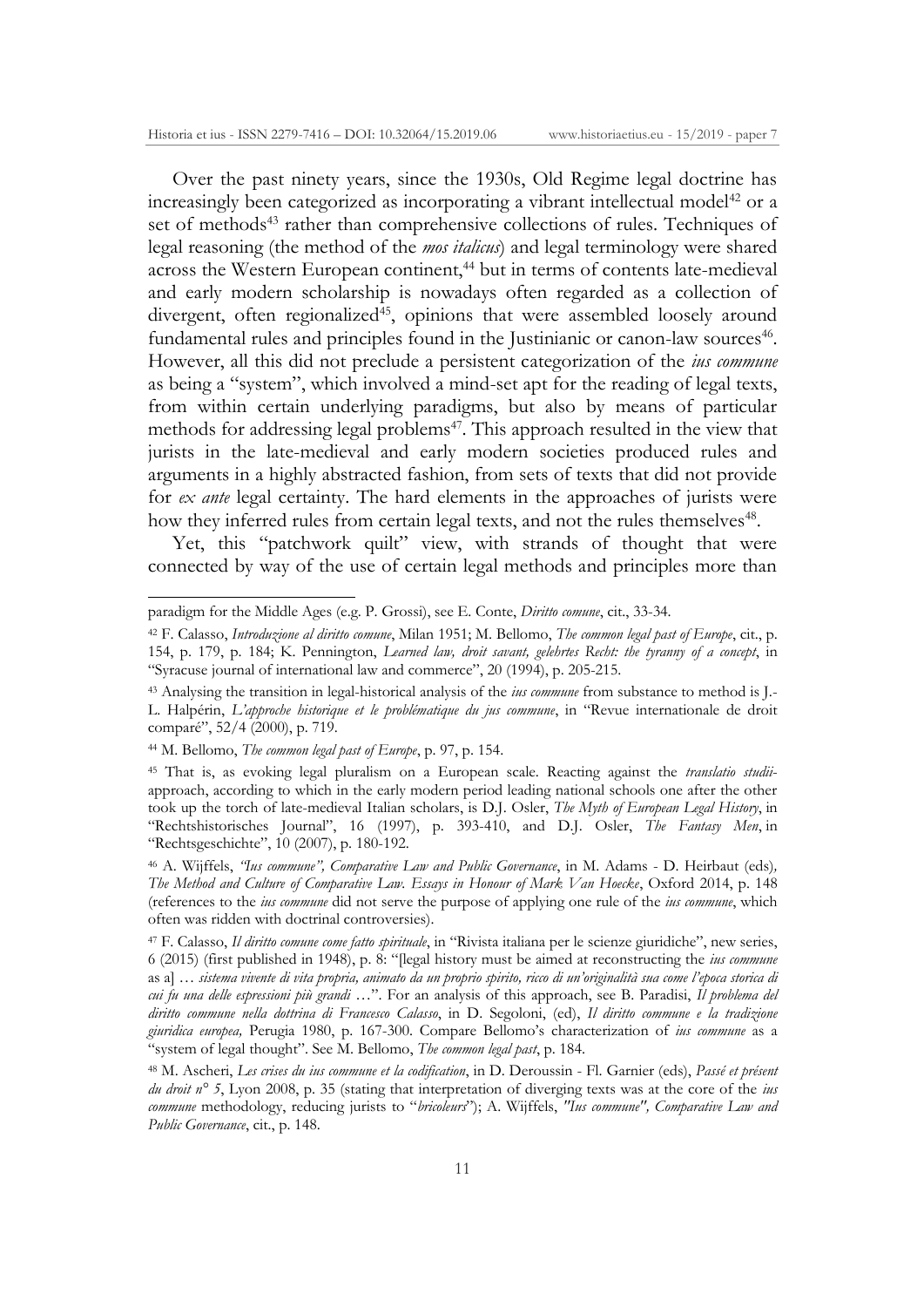Over the past ninety years, since the 1930s, Old Regime legal doctrine has increasingly been categorized as incorporating a vibrant intellectual model[42] or a set of methods[43] rather than comprehensive collections of rules. Techniques of legal reasoning (the method of the *mos italicus*) and legal terminology were shared across the Western European continent,[44] but in terms of contents late-medieval and early modern scholarship is nowadays often regarded as a collection of divergent, often regionalized[45], opinions that were assembled loosely around fundamental rules and principles found in the Justinianic or canon-law sources[46]. However, all this did not preclude a persistent categorization of the *ius commune* as being a "system", which involved a mind-set apt for the reading of legal texts, from within certain underlying paradigms, but also by means of particular methods for addressing legal problems[47]. This approach resulted in the view that jurists in the late-medieval and early modern societies produced rules and arguments in a highly abstracted fashion, from sets of texts that did not provide for *ex ante* legal certainty. The hard elements in the approaches of jurists were how they inferred rules from certain legal texts, and not the rules themselves[48].

Yet, this "patchwork quilt" view, with strands of thought that were connected by way of the use of certain legal methods and principles more than

---

paradigm for the Middle Ages (e.g. P. Grossi), see E. Conte, *Diritto comune*, cit., 33-34.

[42] F. Calasso, *Introduzione al diritto comune*, Milan 1951; M. Bellomo, *The common legal past of Europe*, cit., p. 154, p. 179, p. 184; K. Pennington, *Learned law, droit savant, gelehrtes Recht: the tyranny of a concept*, in "Syracuse journal of international law and commerce", 20 (1994), p. 205-215.

[43] Analysing the transition in legal-historical analysis of the *ius commune* from substance to method is J.-L. Halpérin, *L'approche historique et le problématique du jus commune*, in "Revue internationale de droit comparé", 52/4 (2000), p. 719.

[44] M. Bellomo, *The common legal past of Europe*, p. 97, p. 154.

[45] That is, as evoking legal pluralism on a European scale. Reacting against the *translatio studii*-approach, according to which in the early modern period leading national schools one after the other took up the torch of late-medieval Italian scholars, is D.J. Osler, *The Myth of European Legal History*, in "Rechtshistorisches Journal", 16 (1997), p. 393-410, and D.J. Osler, *The Fantasy Men*, in "Rechtsgeschichte", 10 (2007), p. 180-192.

[46] A. Wijffels, *"Ius commune", Comparative Law and Public Governance*, in M. Adams - D. Heirbaut (eds), *The Method and Culture of Comparative Law. Essays in Honour of Mark Van Hoecke*, Oxford 2014, p. 148 (references to the *ius commune* did not serve the purpose of applying one rule of the *ius commune*, which often was ridden with doctrinal controversies).

[47] F. Calasso, *Il diritto comune come fatto spirituale*, in "Rivista italiana per le scienze giuridiche", new series, 6 (2015) (first published in 1948), p. 8: "[legal history must be aimed at reconstructing the *ius commune* as a] … *sistema vivente di vita propria, animato da un proprio spirito, ricco di un'originalità sua come l'epoca storica di cui fu una delle espressioni più grandi* …". For an analysis of this approach, see B. Paradisi, *Il problema del diritto commune nella dottrina di Francesco Calasso*, in D. Segoloni, (ed), *Il diritto commune e la tradizione giuridica europea,* Perugia 1980, p. 167-300. Compare Bellomo's characterization of *ius commune* as a "system of legal thought". See M. Bellomo, *The common legal past*, p. 184.

[48] M. Ascheri, *Les crises du ius commune et la codification*, in D. Deroussin - Fl. Garnier (eds), *Passé et présent du droit n° 5*, Lyon 2008, p. 35 (stating that interpretation of diverging texts was at the core of the *ius commune* methodology, reducing jurists to "*bricoleurs*"); A. Wijffels, *"Ius commune", Comparative Law and Public Governance*, cit., p. 148.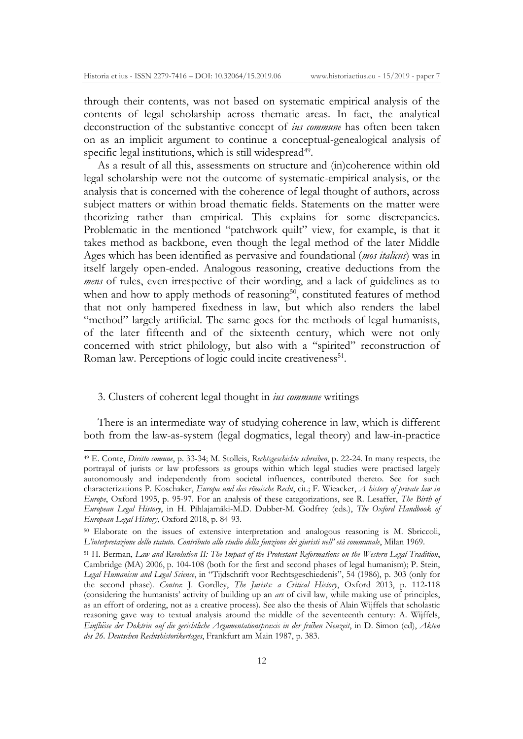through their contents, was not based on systematic empirical analysis of the contents of legal scholarship across thematic areas. In fact, the analytical deconstruction of the substantive concept of *ius commune* has often been taken on as an implicit argument to continue a conceptual-genealogical analysis of specific legal institutions, which is still widespread[49].

As a result of all this, assessments on structure and (in)coherence within old legal scholarship were not the outcome of systematic-empirical analysis, or the analysis that is concerned with the coherence of legal thought of authors, across subject matters or within broad thematic fields. Statements on the matter were theorizing rather than empirical. This explains for some discrepancies. Problematic in the mentioned "patchwork quilt" view, for example, is that it takes method as backbone, even though the legal method of the later Middle Ages which has been identified as pervasive and foundational (*mos italicus*) was in itself largely open-ended. Analogous reasoning, creative deductions from the *mens* of rules, even irrespective of their wording, and a lack of guidelines as to when and how to apply methods of reasoning[50], constituted features of method that not only hampered fixedness in law, but which also renders the label "method" largely artificial. The same goes for the methods of legal humanists, of the later fifteenth and of the sixteenth century, which were not only concerned with strict philology, but also with a "spirited" reconstruction of Roman law. Perceptions of logic could incite creativeness[51].

## 3. Clusters of coherent legal thought in *ius commune* writings

There is an intermediate way of studying coherence in law, which is different both from the law-as-system (legal dogmatics, legal theory) and law-in-practice

---

[49] E. Conte, *Diritto comune*, p. 33-34; M. Stolleis, *Rechtsgeschichte schreiben*, p. 22-24. In many respects, the portrayal of jurists or law professors as groups within which legal studies were practised largely autonomously and independently from societal influences, contributed thereto. See for such characterizations P. Koschaker, *Europa und das römische Recht*, cit.; F. Wieacker, *A history of private law in Europe*, Oxford 1995, p. 95-97. For an analysis of these categorizations, see R. Lesaffer, *The Birth of European Legal History*, in H. Pihlajamäki-M.D. Dubber-M. Godfrey (eds.), *The Oxford Handbook of European Legal History*, Oxford 2018, p. 84-93.

[50] Elaborate on the issues of extensive interpretation and analogous reasoning is M. Sbriccoli, *L'interpretazione dello statuto. Contributo allo studio della funzione dei giuristi nell' età communale*, Milan 1969.

[51] H. Berman, *Law and Revolution II: The Impact of the Protestant Reformations on the Western Legal Tradition*, Cambridge (MA) 2006, p. 104-108 (both for the first and second phases of legal humanism); P. Stein, *Legal Humanism and Legal Science*, in "Tijdschrift voor Rechtsgeschiedenis", 54 (1986), p. 303 (only for the second phase). *Contra*: J. Gordley, *The Jurists: a Critical History*, Oxford 2013, p. 112-118 (considering the humanists' activity of building up an *ars* of civil law, while making use of principles, as an effort of ordering, not as a creative process). See also the thesis of Alain Wijffels that scholastic reasoning gave way to textual analysis around the middle of the seventeenth century: A. Wijffels, *Einflüsse der Doktrin auf die gerichtliche Argumentationspraxis in der frühen Neuzeit*, in D. Simon (ed), *Akten des 26. Deutschen Rechtshistorikertages*, Frankfurt am Main 1987, p. 383.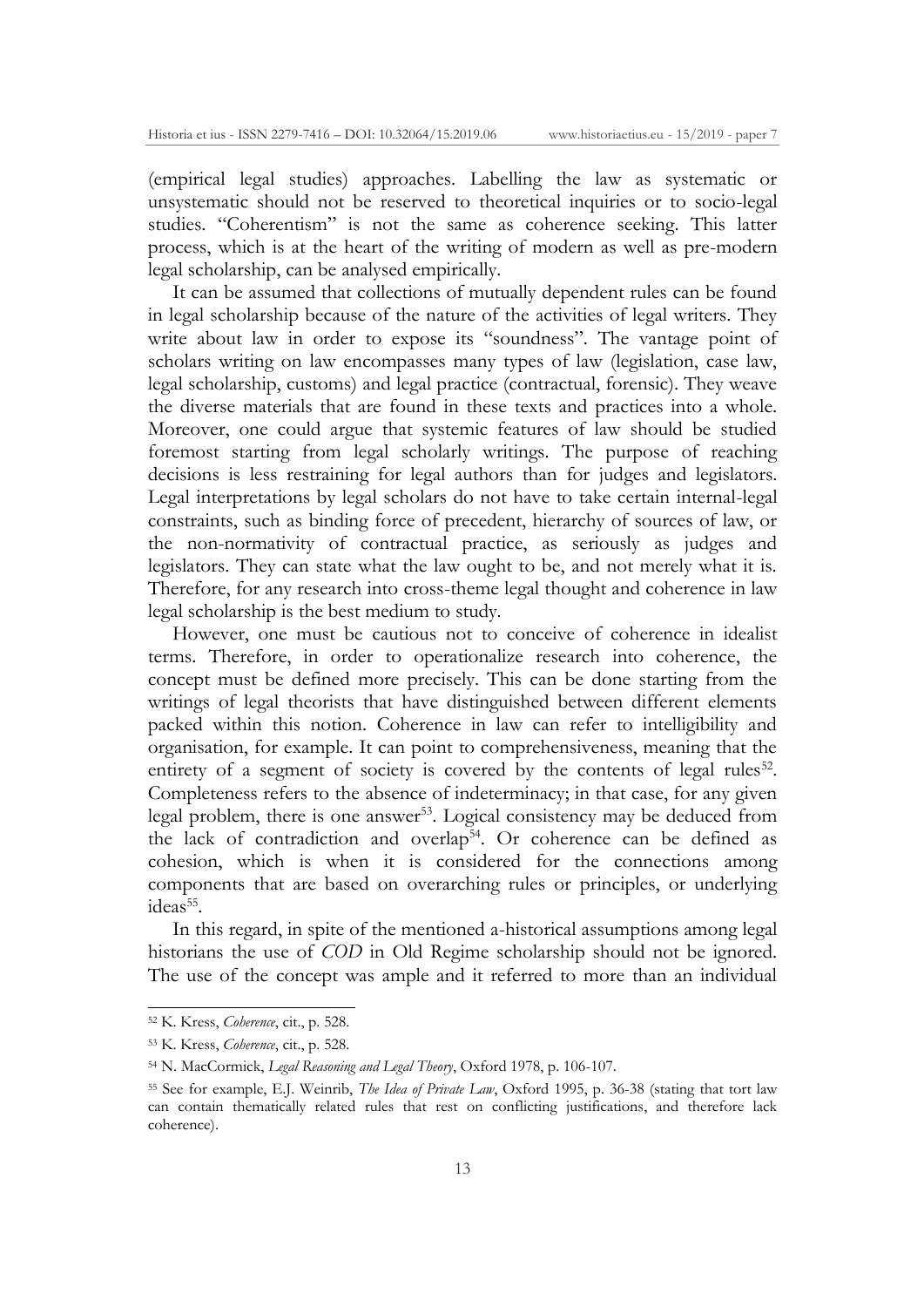(empirical legal studies) approaches. Labelling the law as systematic or unsystematic should not be reserved to theoretical inquiries or to socio-legal studies. "Coherentism" is not the same as coherence seeking. This latter process, which is at the heart of the writing of modern as well as pre-modern legal scholarship, can be analysed empirically.

It can be assumed that collections of mutually dependent rules can be found in legal scholarship because of the nature of the activities of legal writers. They write about law in order to expose its "soundness". The vantage point of scholars writing on law encompasses many types of law (legislation, case law, legal scholarship, customs) and legal practice (contractual, forensic). They weave the diverse materials that are found in these texts and practices into a whole. Moreover, one could argue that systemic features of law should be studied foremost starting from legal scholarly writings. The purpose of reaching decisions is less restraining for legal authors than for judges and legislators. Legal interpretations by legal scholars do not have to take certain internal-legal constraints, such as binding force of precedent, hierarchy of sources of law, or the non-normativity of contractual practice, as seriously as judges and legislators. They can state what the law ought to be, and not merely what it is. Therefore, for any research into cross-theme legal thought and coherence in law legal scholarship is the best medium to study.

However, one must be cautious not to conceive of coherence in idealist terms. Therefore, in order to operationalize research into coherence, the concept must be defined more precisely. This can be done starting from the writings of legal theorists that have distinguished between different elements packed within this notion. Coherence in law can refer to intelligibility and organisation, for example. It can point to comprehensiveness, meaning that the entirety of a segment of society is covered by the contents of legal rules[52]. Completeness refers to the absence of indeterminacy; in that case, for any given legal problem, there is one answer[53]. Logical consistency may be deduced from the lack of contradiction and overlap[54]. Or coherence can be defined as cohesion, which is when it is considered for the connections among components that are based on overarching rules or principles, or underlying ideas[55].

In this regard, in spite of the mentioned a-historical assumptions among legal historians the use of *COD* in Old Regime scholarship should not be ignored. The use of the concept was ample and it referred to more than an individual

---

[52] K. Kress, *Coherence*, cit., p. 528.

[53] K. Kress, *Coherence*, cit., p. 528.

[54] N. MacCormick, *Legal Reasoning and Legal Theory*, Oxford 1978, p. 106-107.

[55] See for example, E.J. Weinrib, *The Idea of Private Law*, Oxford 1995, p. 36-38 (stating that tort law can contain thematically related rules that rest on conflicting justifications, and therefore lack coherence).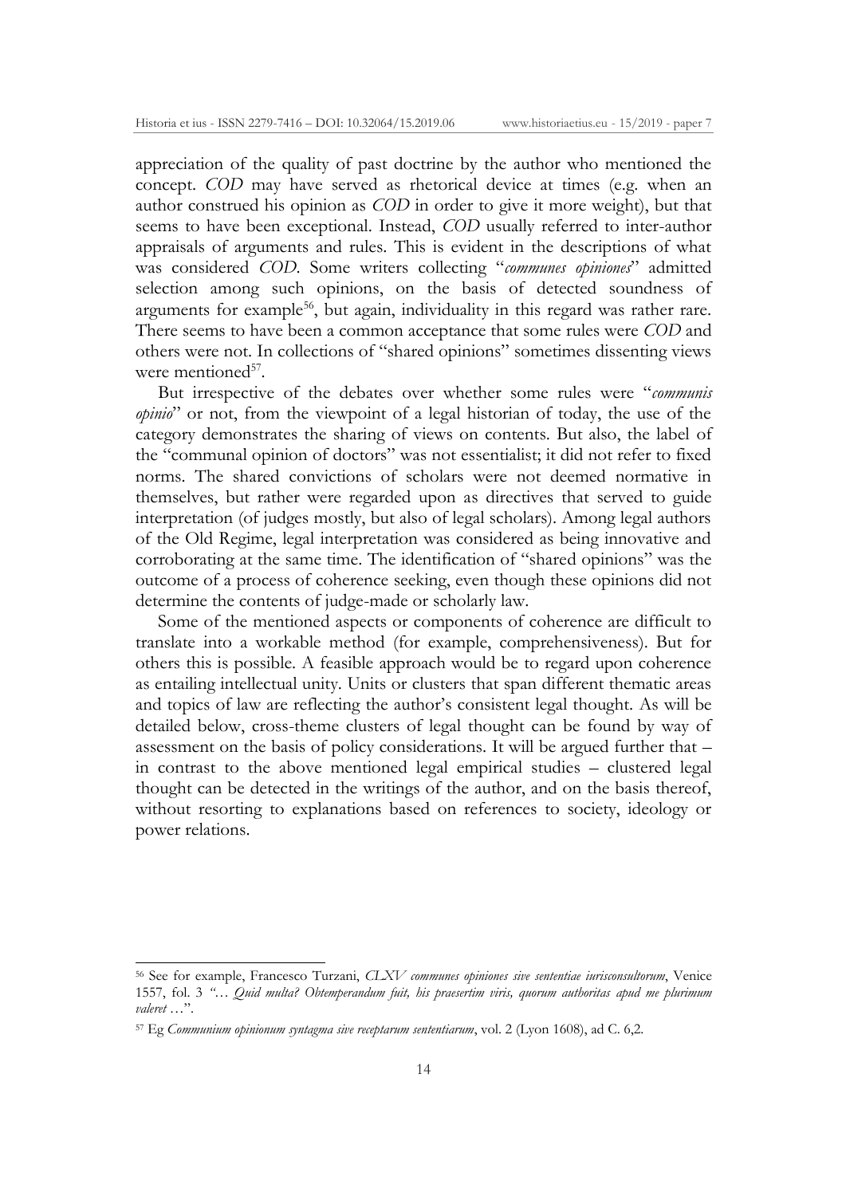appreciation of the quality of past doctrine by the author who mentioned the concept. *COD* may have served as rhetorical device at times (e.g. when an author construed his opinion as *COD* in order to give it more weight), but that seems to have been exceptional. Instead, *COD* usually referred to inter-author appraisals of arguments and rules. This is evident in the descriptions of what was considered *COD*. Some writers collecting "*communes opiniones*" admitted selection among such opinions, on the basis of detected soundness of arguments for example[56], but again, individuality in this regard was rather rare. There seems to have been a common acceptance that some rules were *COD* and others were not. In collections of "shared opinions" sometimes dissenting views were mentioned[57].

But irrespective of the debates over whether some rules were "*communis opinio*" or not, from the viewpoint of a legal historian of today, the use of the category demonstrates the sharing of views on contents. But also, the label of the "communal opinion of doctors" was not essentialist; it did not refer to fixed norms. The shared convictions of scholars were not deemed normative in themselves, but rather were regarded upon as directives that served to guide interpretation (of judges mostly, but also of legal scholars). Among legal authors of the Old Regime, legal interpretation was considered as being innovative and corroborating at the same time. The identification of "shared opinions" was the outcome of a process of coherence seeking, even though these opinions did not determine the contents of judge-made or scholarly law.

Some of the mentioned aspects or components of coherence are difficult to translate into a workable method (for example, comprehensiveness). But for others this is possible. A feasible approach would be to regard upon coherence as entailing intellectual unity. Units or clusters that span different thematic areas and topics of law are reflecting the author's consistent legal thought. As will be detailed below, cross-theme clusters of legal thought can be found by way of assessment on the basis of policy considerations. It will be argued further that – in contrast to the above mentioned legal empirical studies – clustered legal thought can be detected in the writings of the author, and on the basis thereof, without resorting to explanations based on references to society, ideology or power relations.

---

[56] See for example, Francesco Turzani, *CLXV communes opiniones sive sententiae iurisconsultorum*, Venice 1557, fol. 3 *"… Quid multa? Obtemperandum fuit, his praesertim viris, quorum authoritas apud me plurimum valeret …"*.

[57] Eg *Communium opinionum syntagma sive receptarum sententiarum*, vol. 2 (Lyon 1608), ad C. 6,2.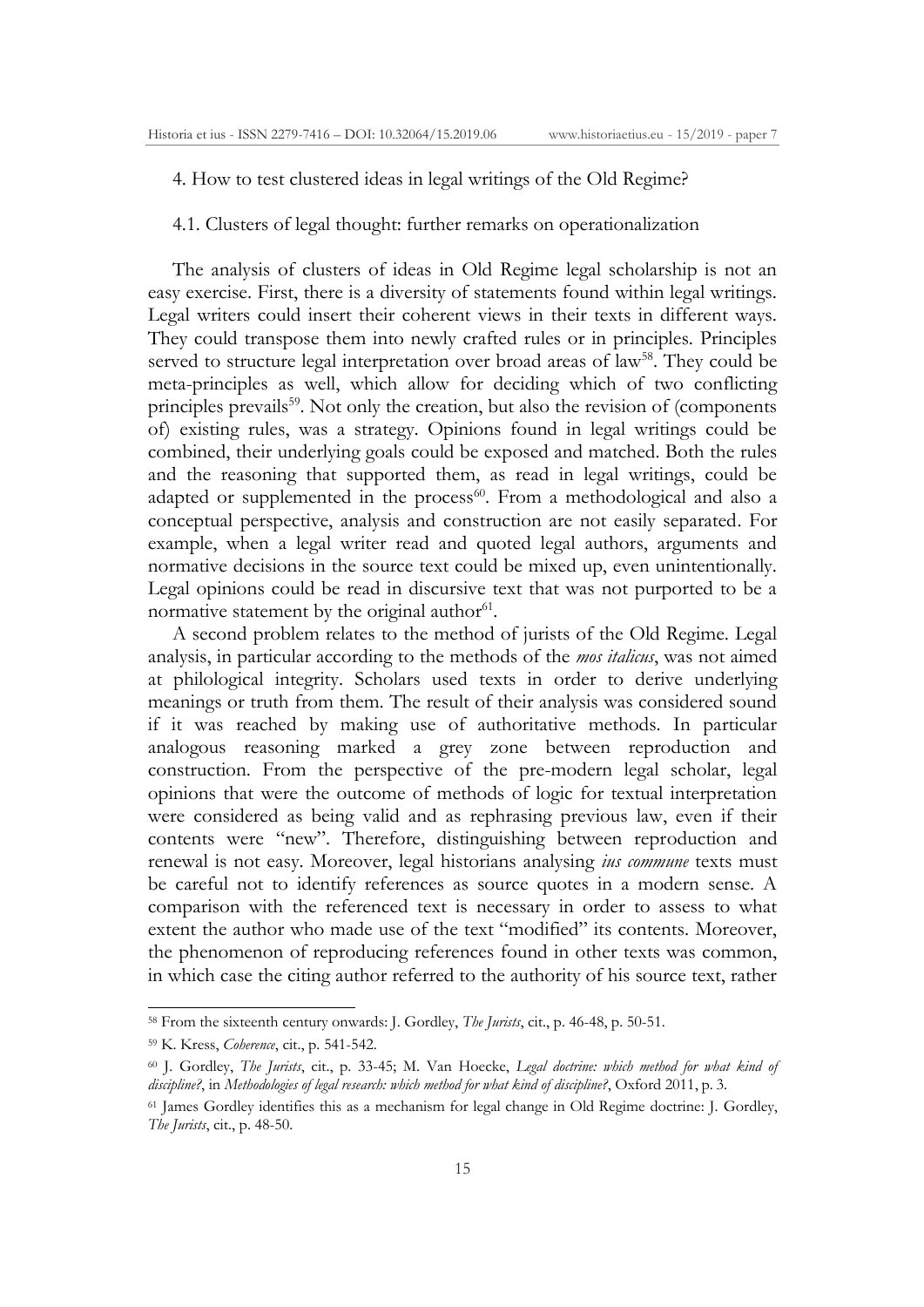## 4. How to test clustered ideas in legal writings of the Old Regime?

### 4.1. Clusters of legal thought: further remarks on operationalization

The analysis of clusters of ideas in Old Regime legal scholarship is not an easy exercise. First, there is a diversity of statements found within legal writings. Legal writers could insert their coherent views in their texts in different ways. They could transpose them into newly crafted rules or in principles. Principles served to structure legal interpretation over broad areas of law[58]. They could be meta-principles as well, which allow for deciding which of two conflicting principles prevails[59]. Not only the creation, but also the revision of (components of) existing rules, was a strategy. Opinions found in legal writings could be combined, their underlying goals could be exposed and matched. Both the rules and the reasoning that supported them, as read in legal writings, could be adapted or supplemented in the process[60]. From a methodological and also a conceptual perspective, analysis and construction are not easily separated. For example, when a legal writer read and quoted legal authors, arguments and normative decisions in the source text could be mixed up, even unintentionally. Legal opinions could be read in discursive text that was not purported to be a normative statement by the original author[61].

A second problem relates to the method of jurists of the Old Regime. Legal analysis, in particular according to the methods of the *mos italicus*, was not aimed at philological integrity. Scholars used texts in order to derive underlying meanings or truth from them. The result of their analysis was considered sound if it was reached by making use of authoritative methods. In particular analogous reasoning marked a grey zone between reproduction and construction. From the perspective of the pre-modern legal scholar, legal opinions that were the outcome of methods of logic for textual interpretation were considered as being valid and as rephrasing previous law, even if their contents were "new". Therefore, distinguishing between reproduction and renewal is not easy. Moreover, legal historians analysing *ius commune* texts must be careful not to identify references as source quotes in a modern sense. A comparison with the referenced text is necessary in order to assess to what extent the author who made use of the text "modified" its contents. Moreover, the phenomenon of reproducing references found in other texts was common, in which case the citing author referred to the authority of his source text, rather

---

[58] From the sixteenth century onwards: J. Gordley, *The Jurists*, cit., p. 46-48, p. 50-51.

[59] K. Kress, *Coherence*, cit., p. 541-542.

[60] J. Gordley, *The Jurists*, cit., p. 33-45; M. Van Hoecke, *Legal doctrine: which method for what kind of discipline?*, in *Methodologies of legal research: which method for what kind of discipline?*, Oxford 2011, p. 3.

[61] James Gordley identifies this as a mechanism for legal change in Old Regime doctrine: J. Gordley, *The Jurists*, cit., p. 48-50.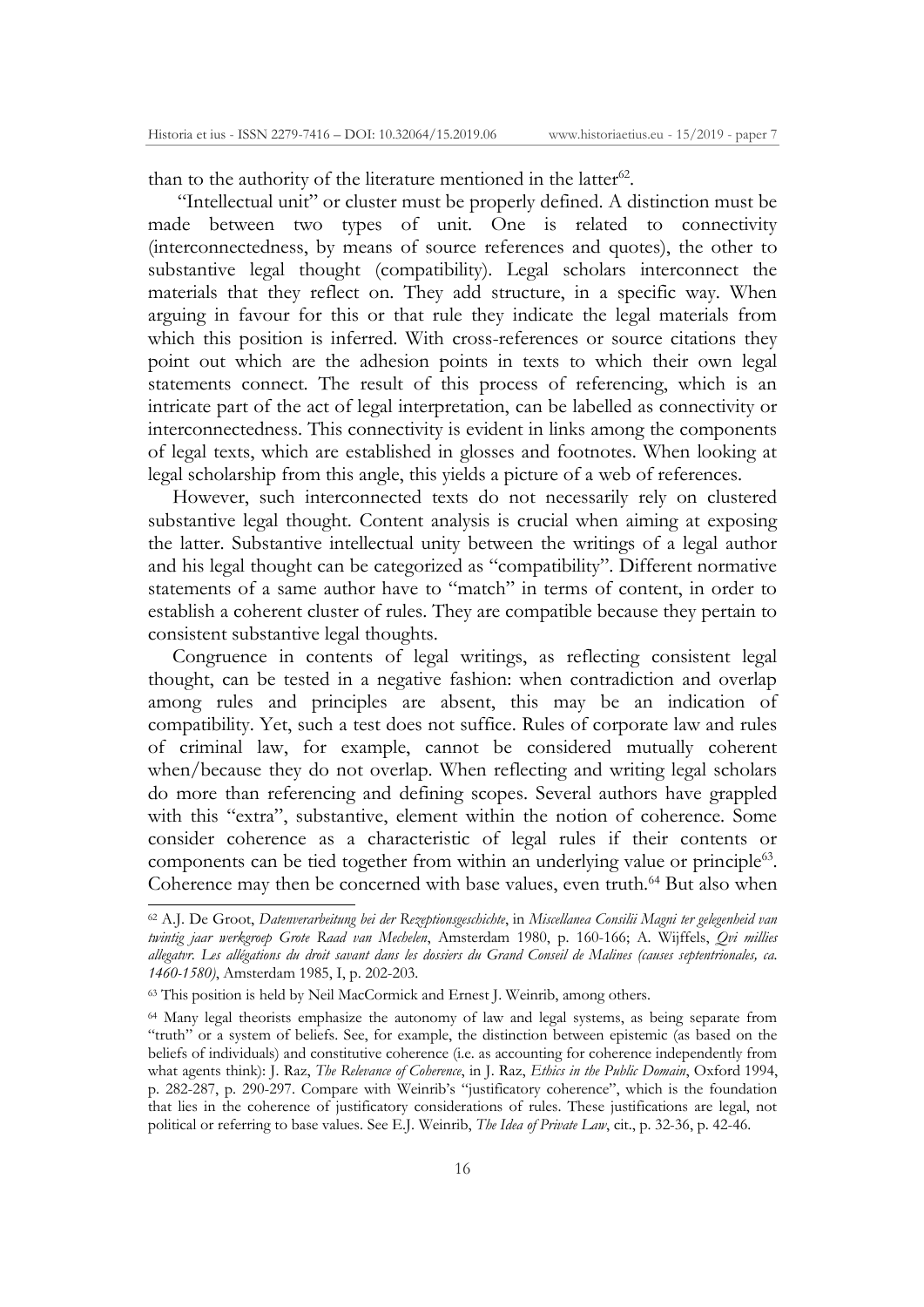than to the authority of the literature mentioned in the latter[62].

"Intellectual unit" or cluster must be properly defined. A distinction must be made between two types of unit. One is related to connectivity (interconnectedness, by means of source references and quotes), the other to substantive legal thought (compatibility). Legal scholars interconnect the materials that they reflect on. They add structure, in a specific way. When arguing in favour for this or that rule they indicate the legal materials from which this position is inferred. With cross-references or source citations they point out which are the adhesion points in texts to which their own legal statements connect. The result of this process of referencing, which is an intricate part of the act of legal interpretation, can be labelled as connectivity or interconnectedness. This connectivity is evident in links among the components of legal texts, which are established in glosses and footnotes. When looking at legal scholarship from this angle, this yields a picture of a web of references.

However, such interconnected texts do not necessarily rely on clustered substantive legal thought. Content analysis is crucial when aiming at exposing the latter. Substantive intellectual unity between the writings of a legal author and his legal thought can be categorized as "compatibility". Different normative statements of a same author have to "match" in terms of content, in order to establish a coherent cluster of rules. They are compatible because they pertain to consistent substantive legal thoughts.

Congruence in contents of legal writings, as reflecting consistent legal thought, can be tested in a negative fashion: when contradiction and overlap among rules and principles are absent, this may be an indication of compatibility. Yet, such a test does not suffice. Rules of corporate law and rules of criminal law, for example, cannot be considered mutually coherent when/because they do not overlap. When reflecting and writing legal scholars do more than referencing and defining scopes. Several authors have grappled with this "extra", substantive, element within the notion of coherence. Some consider coherence as a characteristic of legal rules if their contents or components can be tied together from within an underlying value or principle[63]. Coherence may then be concerned with base values, even truth.[64] But also when

---

[62] A.J. De Groot, *Datenverarbeitung bei der Rezeptionsgeschichte*, in *Miscellanea Consilii Magni ter gelegenheid van twintig jaar werkgroep Grote Raad van Mechelen*, Amsterdam 1980, p. 160-166; A. Wijffels, *Qvi millies allegatvr. Les allégations du droit savant dans les dossiers du Grand Conseil de Malines (causes septentrionales, ca. 1460-1580)*, Amsterdam 1985, I, p. 202-203.

[63] This position is held by Neil MacCormick and Ernest J. Weinrib, among others.

[64] Many legal theorists emphasize the autonomy of law and legal systems, as being separate from "truth" or a system of beliefs. See, for example, the distinction between epistemic (as based on the beliefs of individuals) and constitutive coherence (i.e. as accounting for coherence independently from what agents think): J. Raz, *The Relevance of Coherence*, in J. Raz, *Ethics in the Public Domain*, Oxford 1994, p. 282-287, p. 290-297. Compare with Weinrib's "justificatory coherence", which is the foundation that lies in the coherence of justificatory considerations of rules. These justifications are legal, not political or referring to base values. See E.J. Weinrib, *The Idea of Private Law*, cit., p. 32-36, p. 42-46.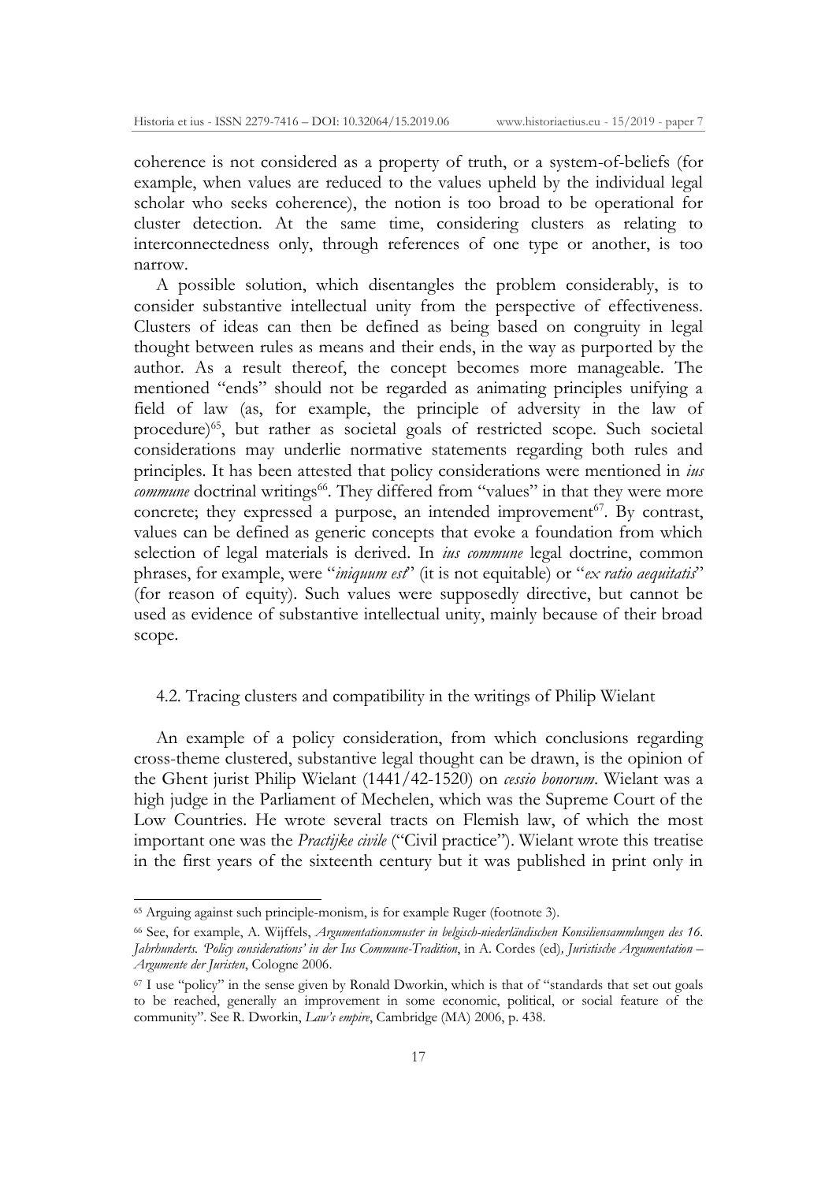coherence is not considered as a property of truth, or a system-of-beliefs (for example, when values are reduced to the values upheld by the individual legal scholar who seeks coherence), the notion is too broad to be operational for cluster detection. At the same time, considering clusters as relating to interconnectedness only, through references of one type or another, is too narrow.

A possible solution, which disentangles the problem considerably, is to consider substantive intellectual unity from the perspective of effectiveness. Clusters of ideas can then be defined as being based on congruity in legal thought between rules as means and their ends, in the way as purported by the author. As a result thereof, the concept becomes more manageable. The mentioned "ends" should not be regarded as animating principles unifying a field of law (as, for example, the principle of adversity in the law of procedure)[65], but rather as societal goals of restricted scope. Such societal considerations may underlie normative statements regarding both rules and principles. It has been attested that policy considerations were mentioned in *ius commune* doctrinal writings[66]. They differed from "values" in that they were more concrete; they expressed a purpose, an intended improvement[67]. By contrast, values can be defined as generic concepts that evoke a foundation from which selection of legal materials is derived. In *ius commune* legal doctrine, common phrases, for example, were "*iniquum est*" (it is not equitable) or "*ex ratio aequitatis*" (for reason of equity). Such values were supposedly directive, but cannot be used as evidence of substantive intellectual unity, mainly because of their broad scope.

### 4.2. Tracing clusters and compatibility in the writings of Philip Wielant

An example of a policy consideration, from which conclusions regarding cross-theme clustered, substantive legal thought can be drawn, is the opinion of the Ghent jurist Philip Wielant (1441/42-1520) on *cessio bonorum*. Wielant was a high judge in the Parliament of Mechelen, which was the Supreme Court of the Low Countries. He wrote several tracts on Flemish law, of which the most important one was the *Practijke civile* ("Civil practice"). Wielant wrote this treatise in the first years of the sixteenth century but it was published in print only in

---

[65] Arguing against such principle-monism, is for example Ruger (footnote 3).

[66] See, for example, A. Wijffels, *Argumentationsmuster in belgisch-niederländischen Konsiliensammlungen des 16. Jahrhunderts. 'Policy considerations' in der Ius Commune-Tradition*, in A. Cordes (ed), *Juristische Argumentation – Argumente der Juristen*, Cologne 2006.

[67] I use "policy" in the sense given by Ronald Dworkin, which is that of "standards that set out goals to be reached, generally an improvement in some economic, political, or social feature of the community". See R. Dworkin, *Law's empire*, Cambridge (MA) 2006, p. 438.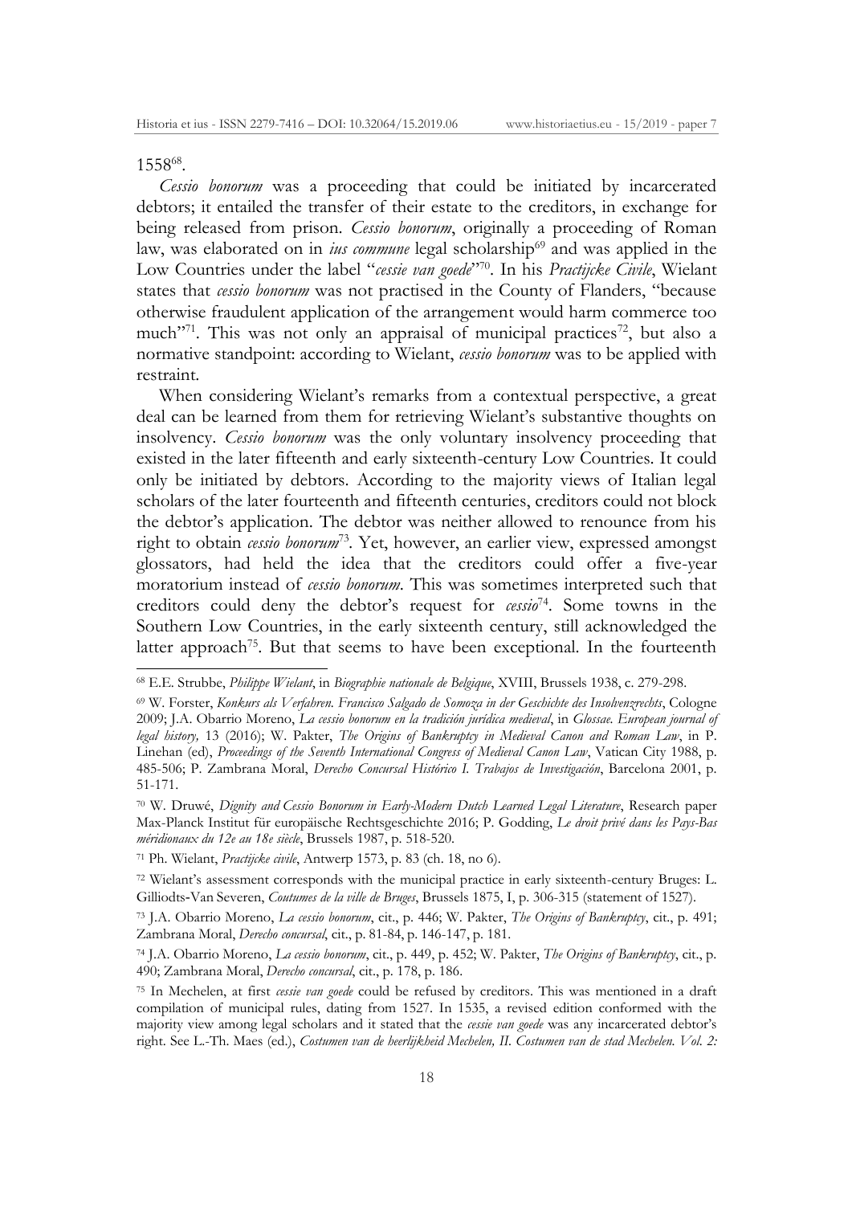1558[68].

*Cessio bonorum* was a proceeding that could be initiated by incarcerated debtors; it entailed the transfer of their estate to the creditors, in exchange for being released from prison. *Cessio bonorum*, originally a proceeding of Roman law, was elaborated on in *ius commune* legal scholarship[69] and was applied in the Low Countries under the label "*cessie van goede*"[70]. In his *Practijcke Civile*, Wielant states that *cessio bonorum* was not practised in the County of Flanders, "because otherwise fraudulent application of the arrangement would harm commerce too much"[71]. This was not only an appraisal of municipal practices[72], but also a normative standpoint: according to Wielant, *cessio bonorum* was to be applied with restraint.

When considering Wielant's remarks from a contextual perspective, a great deal can be learned from them for retrieving Wielant's substantive thoughts on insolvency. *Cessio bonorum* was the only voluntary insolvency proceeding that existed in the later fifteenth and early sixteenth-century Low Countries. It could only be initiated by debtors. According to the majority views of Italian legal scholars of the later fourteenth and fifteenth centuries, creditors could not block the debtor's application. The debtor was neither allowed to renounce from his right to obtain *cessio bonorum*[73]. Yet, however, an earlier view, expressed amongst glossators, had held the idea that the creditors could offer a five-year moratorium instead of *cessio bonorum*. This was sometimes interpreted such that creditors could deny the debtor's request for *cessio*[74]. Some towns in the Southern Low Countries, in the early sixteenth century, still acknowledged the latter approach[75]. But that seems to have been exceptional. In the fourteenth

---

[68] E.E. Strubbe, *Philippe Wielant*, in *Biographie nationale de Belgique*, XVIII, Brussels 1938, c. 279-298.

[69] W. Forster, *Konkurs als Verfahren. Francisco Salgado de Somoza in der Geschichte des Insolvenzrechts*, Cologne 2009; J.A. Obarrio Moreno, *La cessio bonorum en la tradición jurídica medieval*, in *Glossae. European journal of legal history,* 13 (2016); W. Pakter, *The Origins of Bankruptcy in Medieval Canon and Roman Law*, in P. Linehan (ed), *Proceedings of the Seventh International Congress of Medieval Canon Law*, Vatican City 1988, p. 485-506; P. Zambrana Moral, *Derecho Concursal Histórico I. Trabajos de Investigación*, Barcelona 2001, p. 51-171.

[70] W. Druwé, *Dignity and Cessio Bonorum in Early-Modern Dutch Learned Legal Literature*, Research paper Max-Planck Institut für europäische Rechtsgeschichte 2016; P. Godding, *Le droit privé dans les Pays-Bas méridionaux du 12e au 18e siècle*, Brussels 1987, p. 518-520.

[71] Ph. Wielant, *Practijcke civile*, Antwerp 1573, p. 83 (ch. 18, no 6).

[72] Wielant's assessment corresponds with the municipal practice in early sixteenth-century Bruges: L. Gilliodts-Van Severen, *Coutumes de la ville de Bruges*, Brussels 1875, I, p. 306-315 (statement of 1527).

[73] J.A. Obarrio Moreno, *La cessio bonorum*, cit., p. 446; W. Pakter, *The Origins of Bankruptcy*, cit., p. 491; Zambrana Moral, *Derecho concursal*, cit., p. 81-84, p. 146-147, p. 181.

[74] J.A. Obarrio Moreno, *La cessio bonorum*, cit., p. 449, p. 452; W. Pakter, *The Origins of Bankruptcy*, cit., p. 490; Zambrana Moral, *Derecho concursal*, cit., p. 178, p. 186.

[75] In Mechelen, at first *cessie van goede* could be refused by creditors. This was mentioned in a draft compilation of municipal rules, dating from 1527. In 1535, a revised edition conformed with the majority view among legal scholars and it stated that the *cessie van goede* was any incarcerated debtor's right. See L.-Th. Maes (ed.), *Costumen van de heerlijkheid Mechelen, II. Costumen van de stad Mechelen. Vol. 2:*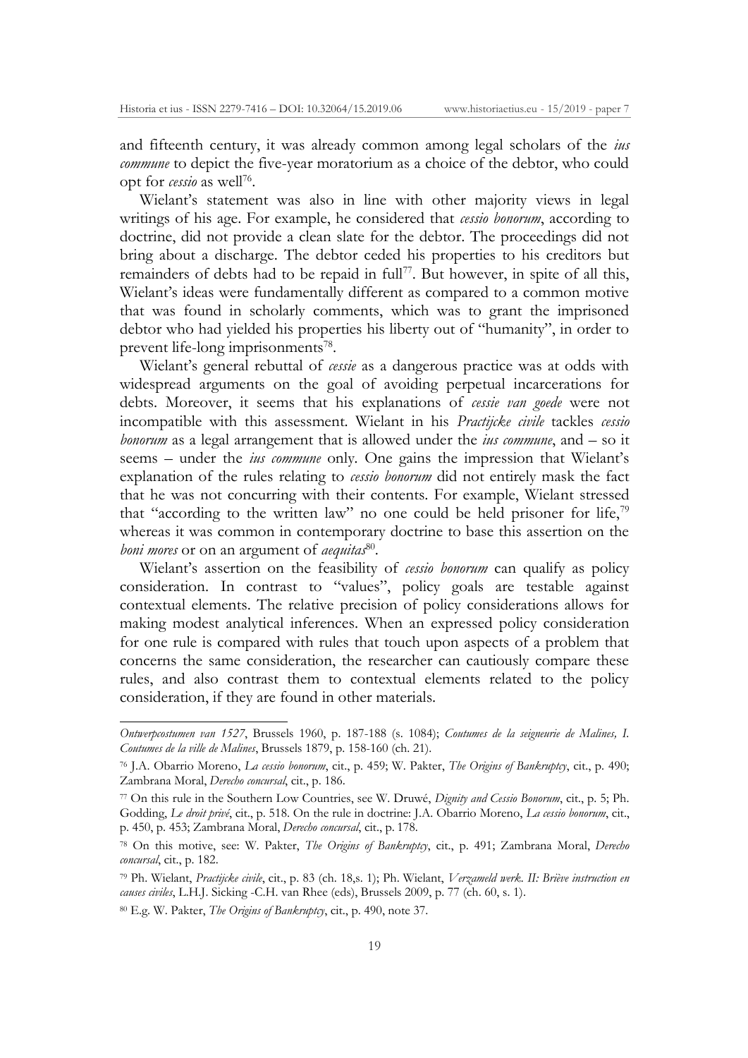and fifteenth century, it was already common among legal scholars of the *ius commune* to depict the five-year moratorium as a choice of the debtor, who could opt for *cessio* as well[76].

Wielant's statement was also in line with other majority views in legal writings of his age. For example, he considered that *cessio bonorum*, according to doctrine, did not provide a clean slate for the debtor. The proceedings did not bring about a discharge. The debtor ceded his properties to his creditors but remainders of debts had to be repaid in full[77]. But however, in spite of all this, Wielant's ideas were fundamentally different as compared to a common motive that was found in scholarly comments, which was to grant the imprisoned debtor who had yielded his properties his liberty out of "humanity", in order to prevent life-long imprisonments[78].

Wielant's general rebuttal of *cessie* as a dangerous practice was at odds with widespread arguments on the goal of avoiding perpetual incarcerations for debts. Moreover, it seems that his explanations of *cessie van goede* were not incompatible with this assessment. Wielant in his *Practijcke civile* tackles *cessio bonorum* as a legal arrangement that is allowed under the *ius commune*, and – so it seems – under the *ius commune* only. One gains the impression that Wielant's explanation of the rules relating to *cessio bonorum* did not entirely mask the fact that he was not concurring with their contents. For example, Wielant stressed that "according to the written law" no one could be held prisoner for life,[79] whereas it was common in contemporary doctrine to base this assertion on the *boni mores* or on an argument of *aequitas*[80].

Wielant's assertion on the feasibility of *cessio bonorum* can qualify as policy consideration. In contrast to "values", policy goals are testable against contextual elements. The relative precision of policy considerations allows for making modest analytical inferences. When an expressed policy consideration for one rule is compared with rules that touch upon aspects of a problem that concerns the same consideration, the researcher can cautiously compare these rules, and also contrast them to contextual elements related to the policy consideration, if they are found in other materials.

---

*Ontwerpcostumen van 1527*, Brussels 1960, p. 187-188 (s. 1084); *Coutumes de la seigneurie de Malines, I. Coutumes de la ville de Malines*, Brussels 1879, p. 158-160 (ch. 21).

[76] J.A. Obarrio Moreno, *La cessio bonorum*, cit., p. 459; W. Pakter, *The Origins of Bankruptcy*, cit., p. 490; Zambrana Moral, *Derecho concursal*, cit., p. 186.

[77] On this rule in the Southern Low Countries, see W. Druwé, *Dignity and Cessio Bonorum*, cit., p. 5; Ph. Godding, *Le droit privé*, cit., p. 518. On the rule in doctrine: J.A. Obarrio Moreno, *La cessio bonorum*, cit., p. 450, p. 453; Zambrana Moral, *Derecho concursal*, cit., p. 178.

[78] On this motive, see: W. Pakter, *The Origins of Bankruptcy*, cit., p. 491; Zambrana Moral, *Derecho concursal*, cit., p. 182.

[79] Ph. Wielant, *Practijcke civile*, cit., p. 83 (ch. 18,s. 1); Ph. Wielant, *Verzameld werk. II: Briève instruction en causes civiles*, L.H.J. Sicking -C.H. van Rhee (eds), Brussels 2009, p. 77 (ch. 60, s. 1).

[80] E.g. W. Pakter, *The Origins of Bankruptcy*, cit., p. 490, note 37.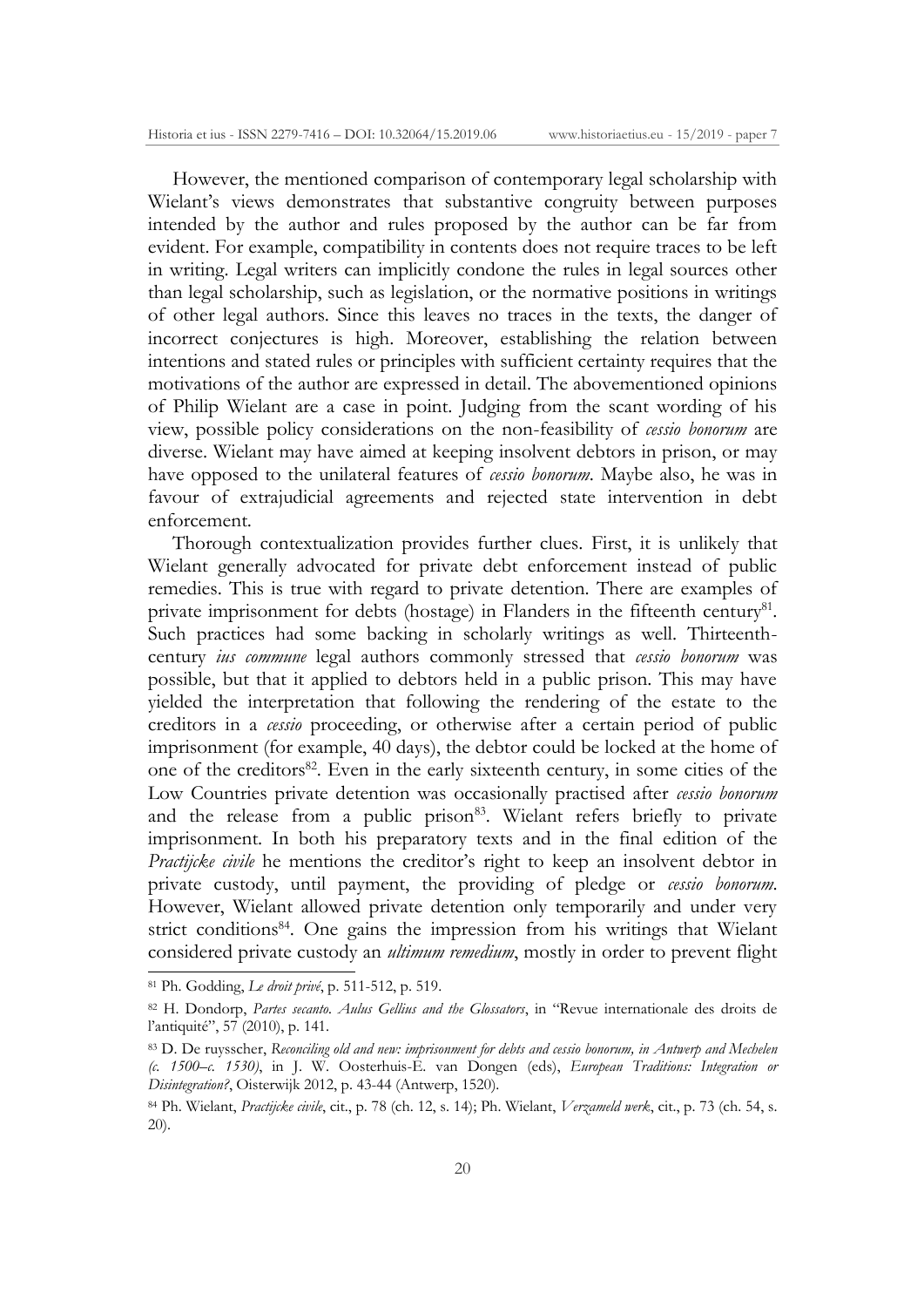However, the mentioned comparison of contemporary legal scholarship with Wielant's views demonstrates that substantive congruity between purposes intended by the author and rules proposed by the author can be far from evident. For example, compatibility in contents does not require traces to be left in writing. Legal writers can implicitly condone the rules in legal sources other than legal scholarship, such as legislation, or the normative positions in writings of other legal authors. Since this leaves no traces in the texts, the danger of incorrect conjectures is high. Moreover, establishing the relation between intentions and stated rules or principles with sufficient certainty requires that the motivations of the author are expressed in detail. The abovementioned opinions of Philip Wielant are a case in point. Judging from the scant wording of his view, possible policy considerations on the non-feasibility of *cessio bonorum* are diverse. Wielant may have aimed at keeping insolvent debtors in prison, or may have opposed to the unilateral features of *cessio bonorum*. Maybe also, he was in favour of extrajudicial agreements and rejected state intervention in debt enforcement.

Thorough contextualization provides further clues. First, it is unlikely that Wielant generally advocated for private debt enforcement instead of public remedies. This is true with regard to private detention. There are examples of private imprisonment for debts (hostage) in Flanders in the fifteenth century[81]. Such practices had some backing in scholarly writings as well. Thirteenth-century *ius commune* legal authors commonly stressed that *cessio bonorum* was possible, but that it applied to debtors held in a public prison. This may have yielded the interpretation that following the rendering of the estate to the creditors in a *cessio* proceeding, or otherwise after a certain period of public imprisonment (for example, 40 days), the debtor could be locked at the home of one of the creditors[82]. Even in the early sixteenth century, in some cities of the Low Countries private detention was occasionally practised after *cessio bonorum* and the release from a public prison[83]. Wielant refers briefly to private imprisonment. In both his preparatory texts and in the final edition of the *Practijcke civile* he mentions the creditor's right to keep an insolvent debtor in private custody, until payment, the providing of pledge or *cessio bonorum*. However, Wielant allowed private detention only temporarily and under very strict conditions[84]. One gains the impression from his writings that Wielant considered private custody an *ultimum remedium*, mostly in order to prevent flight

---

[81] Ph. Godding, *Le droit privé*, p. 511-512, p. 519.

[82] H. Dondorp, *Partes secanto. Aulus Gellius and the Glossators*, in "Revue internationale des droits de l'antiquité", 57 (2010), p. 141.

[83] D. De ruysscher, *Reconciling old and new: imprisonment for debts and cessio bonorum, in Antwerp and Mechelen (c. 1500–c. 1530)*, in J. W. Oosterhuis-E. van Dongen (eds), *European Traditions: Integration or Disintegration?*, Oisterwijk 2012, p. 43-44 (Antwerp, 1520).

[84] Ph. Wielant, *Practijcke civile*, cit., p. 78 (ch. 12, s. 14); Ph. Wielant, *Verzameld werk*, cit., p. 73 (ch. 54, s. 20).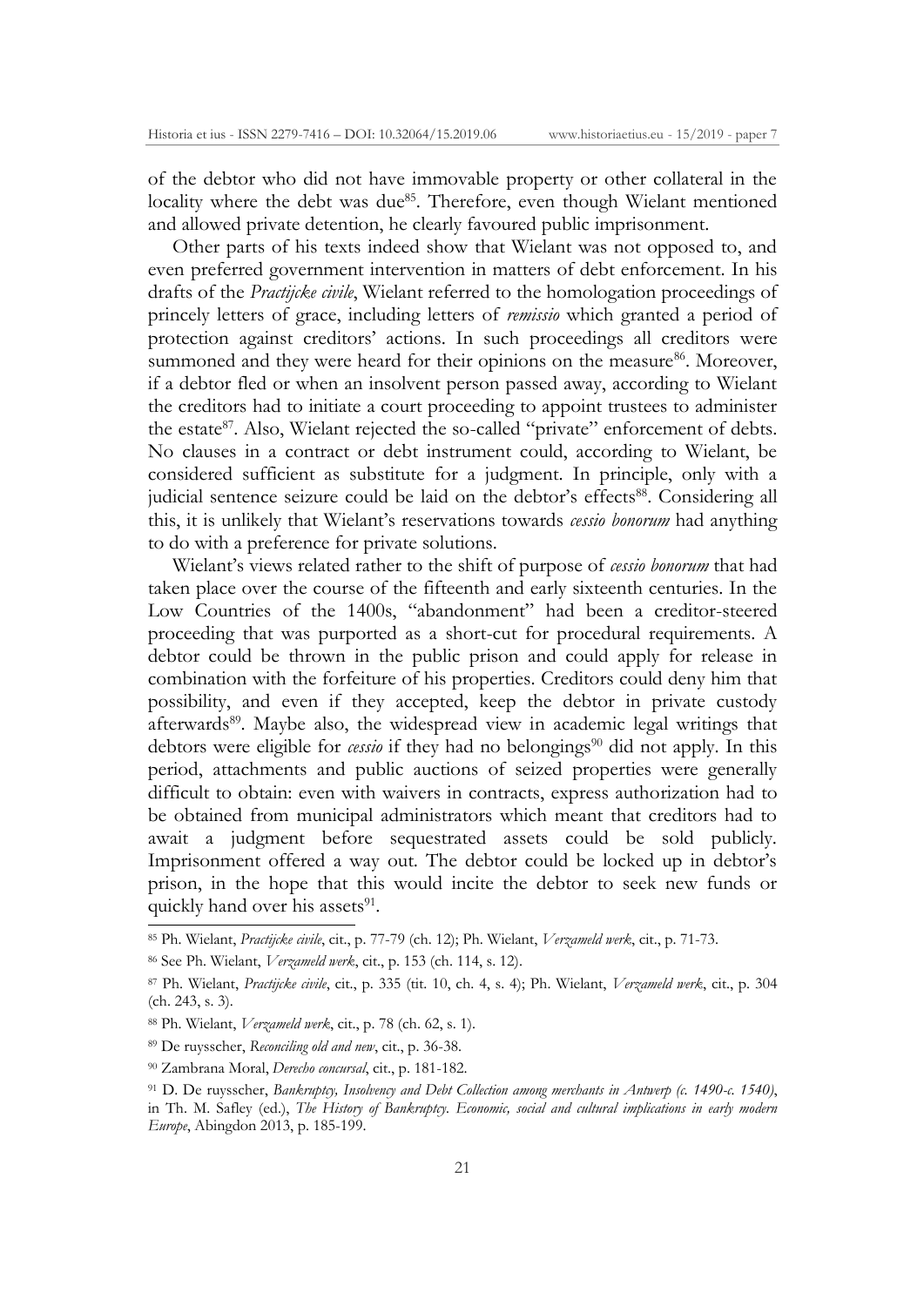of the debtor who did not have immovable property or other collateral in the locality where the debt was due[85]. Therefore, even though Wielant mentioned and allowed private detention, he clearly favoured public imprisonment.

Other parts of his texts indeed show that Wielant was not opposed to, and even preferred government intervention in matters of debt enforcement. In his drafts of the *Practijcke civile*, Wielant referred to the homologation proceedings of princely letters of grace, including letters of *remissio* which granted a period of protection against creditors' actions. In such proceedings all creditors were summoned and they were heard for their opinions on the measure[86]. Moreover, if a debtor fled or when an insolvent person passed away, according to Wielant the creditors had to initiate a court proceeding to appoint trustees to administer the estate[87]. Also, Wielant rejected the so-called "private" enforcement of debts. No clauses in a contract or debt instrument could, according to Wielant, be considered sufficient as substitute for a judgment. In principle, only with a judicial sentence seizure could be laid on the debtor's effects[88]. Considering all this, it is unlikely that Wielant's reservations towards *cessio bonorum* had anything to do with a preference for private solutions.

Wielant's views related rather to the shift of purpose of *cessio bonorum* that had taken place over the course of the fifteenth and early sixteenth centuries. In the Low Countries of the 1400s, "abandonment" had been a creditor-steered proceeding that was purported as a short-cut for procedural requirements. A debtor could be thrown in the public prison and could apply for release in combination with the forfeiture of his properties. Creditors could deny him that possibility, and even if they accepted, keep the debtor in private custody afterwards[89]. Maybe also, the widespread view in academic legal writings that debtors were eligible for *cessio* if they had no belongings[90] did not apply. In this period, attachments and public auctions of seized properties were generally difficult to obtain: even with waivers in contracts, express authorization had to be obtained from municipal administrators which meant that creditors had to await a judgment before sequestrated assets could be sold publicly. Imprisonment offered a way out. The debtor could be locked up in debtor's prison, in the hope that this would incite the debtor to seek new funds or quickly hand over his assets[91].

---

[85] Ph. Wielant, *Practijcke civile*, cit., p. 77-79 (ch. 12); Ph. Wielant, *Verzameld werk*, cit., p. 71-73.

[86] See Ph. Wielant, *Verzameld werk*, cit., p. 153 (ch. 114, s. 12).

[87] Ph. Wielant, *Practijcke civile*, cit., p. 335 (tit. 10, ch. 4, s. 4); Ph. Wielant, *Verzameld werk*, cit., p. 304 (ch. 243, s. 3).

[88] Ph. Wielant, *Verzameld werk*, cit., p. 78 (ch. 62, s. 1).

[89] De ruysscher, *Reconciling old and new*, cit., p. 36-38.

[90] Zambrana Moral, *Derecho concursal*, cit., p. 181-182.

[91] D. De ruysscher, *Bankruptcy, Insolvency and Debt Collection among merchants in Antwerp (c. 1490-c. 1540)*, in Th. M. Safley (ed.), *The History of Bankruptcy. Economic, social and cultural implications in early modern Europe*, Abingdon 2013, p. 185-199.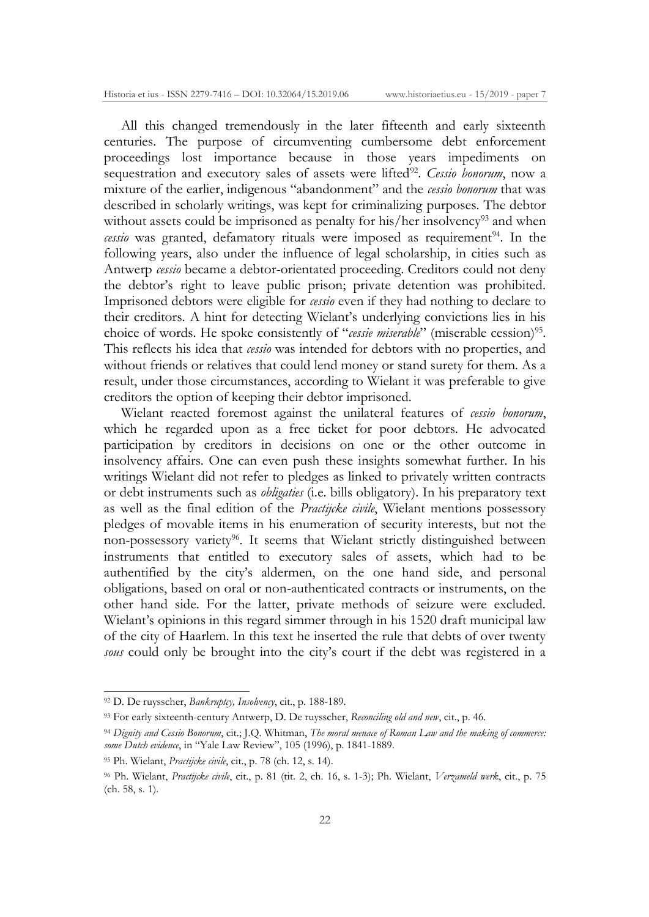All this changed tremendously in the later fifteenth and early sixteenth centuries. The purpose of circumventing cumbersome debt enforcement proceedings lost importance because in those years impediments on sequestration and executory sales of assets were lifted[92]. *Cessio bonorum*, now a mixture of the earlier, indigenous "abandonment" and the *cessio bonorum* that was described in scholarly writings, was kept for criminalizing purposes. The debtor without assets could be imprisoned as penalty for his/her insolvency[93] and when *cessio* was granted, defamatory rituals were imposed as requirement[94]. In the following years, also under the influence of legal scholarship, in cities such as Antwerp *cessio* became a debtor-orientated proceeding. Creditors could not deny the debtor's right to leave public prison; private detention was prohibited. Imprisoned debtors were eligible for *cessio* even if they had nothing to declare to their creditors. A hint for detecting Wielant's underlying convictions lies in his choice of words. He spoke consistently of "*cessie miserable*" (miserable cession)[95]. This reflects his idea that *cessio* was intended for debtors with no properties, and without friends or relatives that could lend money or stand surety for them. As a result, under those circumstances, according to Wielant it was preferable to give creditors the option of keeping their debtor imprisoned.

Wielant reacted foremost against the unilateral features of *cessio bonorum*, which he regarded upon as a free ticket for poor debtors. He advocated participation by creditors in decisions on one or the other outcome in insolvency affairs. One can even push these insights somewhat further. In his writings Wielant did not refer to pledges as linked to privately written contracts or debt instruments such as *obligaties* (i.e. bills obligatory). In his preparatory text as well as the final edition of the *Practijcke civile*, Wielant mentions possessory pledges of movable items in his enumeration of security interests, but not the non-possessory variety[96]. It seems that Wielant strictly distinguished between instruments that entitled to executory sales of assets, which had to be authentified by the city's aldermen, on the one hand side, and personal obligations, based on oral or non-authenticated contracts or instruments, on the other hand side. For the latter, private methods of seizure were excluded. Wielant's opinions in this regard simmer through in his 1520 draft municipal law of the city of Haarlem. In this text he inserted the rule that debts of over twenty *sous* could only be brought into the city's court if the debt was registered in a

---

[92] D. De ruysscher, *Bankruptcy, Insolvency*, cit., p. 188-189.

[93] For early sixteenth-century Antwerp, D. De ruysscher, *Reconciling old and new*, cit., p. 46.

[94] *Dignity and Cessio Bonorum*, cit.; J.Q. Whitman, *The moral menace of Roman Law and the making of commerce: some Dutch evidence*, in "Yale Law Review", 105 (1996), p. 1841-1889.

[95] Ph. Wielant, *Practijcke civile*, cit., p. 78 (ch. 12, s. 14).

[96] Ph. Wielant, *Practijcke civile*, cit., p. 81 (tit. 2, ch. 16, s. 1-3); Ph. Wielant, *Verzameld werk*, cit., p. 75 (ch. 58, s. 1).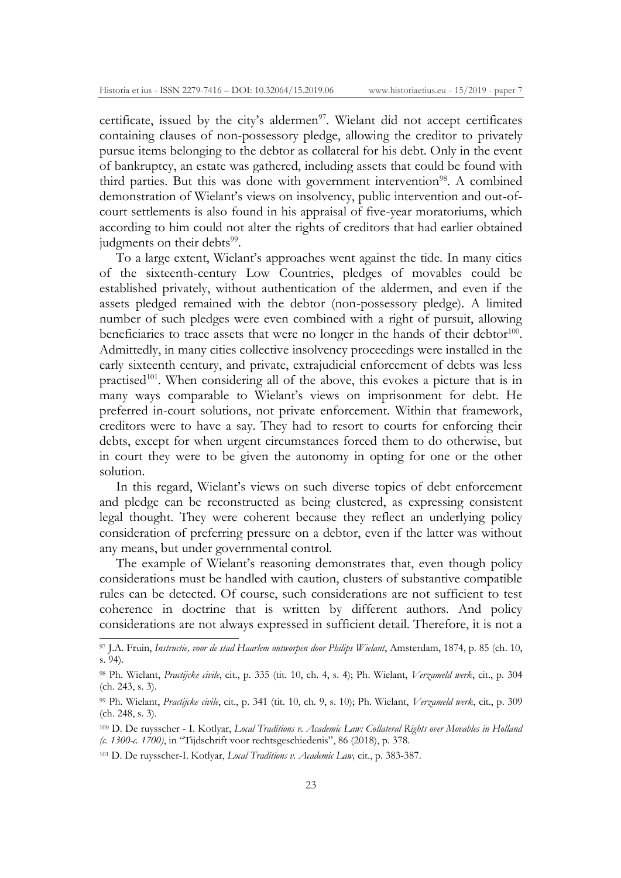certificate, issued by the city's aldermen[97]. Wielant did not accept certificates containing clauses of non-possessory pledge, allowing the creditor to privately pursue items belonging to the debtor as collateral for his debt. Only in the event of bankruptcy, an estate was gathered, including assets that could be found with third parties. But this was done with government intervention[98]. A combined demonstration of Wielant's views on insolvency, public intervention and out-of-court settlements is also found in his appraisal of five-year moratoriums, which according to him could not alter the rights of creditors that had earlier obtained judgments on their debts[99].

To a large extent, Wielant's approaches went against the tide. In many cities of the sixteenth-century Low Countries, pledges of movables could be established privately, without authentication of the aldermen, and even if the assets pledged remained with the debtor (non-possessory pledge). A limited number of such pledges were even combined with a right of pursuit, allowing beneficiaries to trace assets that were no longer in the hands of their debtor[100]. Admittedly, in many cities collective insolvency proceedings were installed in the early sixteenth century, and private, extrajudicial enforcement of debts was less practised[101]. When considering all of the above, this evokes a picture that is in many ways comparable to Wielant's views on imprisonment for debt. He preferred in-court solutions, not private enforcement. Within that framework, creditors were to have a say. They had to resort to courts for enforcing their debts, except for when urgent circumstances forced them to do otherwise, but in court they were to be given the autonomy in opting for one or the other solution.

In this regard, Wielant's views on such diverse topics of debt enforcement and pledge can be reconstructed as being clustered, as expressing consistent legal thought. They were coherent because they reflect an underlying policy consideration of preferring pressure on a debtor, even if the latter was without any means, but under governmental control.

The example of Wielant's reasoning demonstrates that, even though policy considerations must be handled with caution, clusters of substantive compatible rules can be detected. Of course, such considerations are not sufficient to test coherence in doctrine that is written by different authors. And policy considerations are not always expressed in sufficient detail. Therefore, it is not a

---

[97] J.A. Fruin, *Instructie, voor de stad Haarlem ontworpen door Philips Wielant*, Amsterdam, 1874, p. 85 (ch. 10, s. 94).

[98] Ph. Wielant, *Practijcke civile*, cit., p. 335 (tit. 10, ch. 4, s. 4); Ph. Wielant, *Verzameld werk*, cit., p. 304 (ch. 243, s. 3).

[99] Ph. Wielant, *Practijcke civile*, cit., p. 341 (tit. 10, ch. 9, s. 10); Ph. Wielant, *Verzameld werk*, cit., p. 309 (ch. 248, s. 3).

[100] D. De ruysscher - I. Kotlyar, *Local Traditions v. Academic Law: Collateral Rights over Movables in Holland (c. 1300-c. 1700)*, in "Tijdschrift voor rechtsgeschiedenis", 86 (2018), p. 378.

[101] D. De ruysscher-I. Kotlyar, *Local Traditions v. Academic Law,* cit., p. 383-387.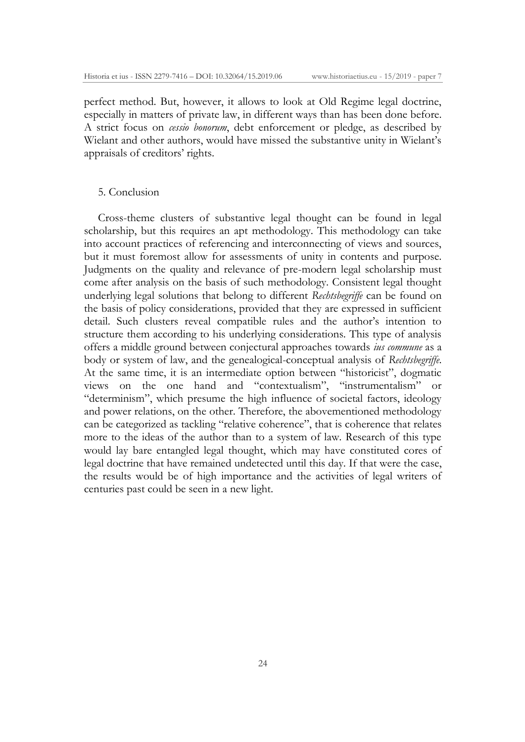perfect method. But, however, it allows to look at Old Regime legal doctrine, especially in matters of private law, in different ways than has been done before. A strict focus on *cessio bonorum*, debt enforcement or pledge, as described by Wielant and other authors, would have missed the substantive unity in Wielant's appraisals of creditors' rights.

## 5. Conclusion

Cross-theme clusters of substantive legal thought can be found in legal scholarship, but this requires an apt methodology. This methodology can take into account practices of referencing and interconnecting of views and sources, but it must foremost allow for assessments of unity in contents and purpose. Judgments on the quality and relevance of pre-modern legal scholarship must come after analysis on the basis of such methodology. Consistent legal thought underlying legal solutions that belong to different *Rechtsbegriffe* can be found on the basis of policy considerations, provided that they are expressed in sufficient detail. Such clusters reveal compatible rules and the author's intention to structure them according to his underlying considerations. This type of analysis offers a middle ground between conjectural approaches towards *ius commune* as a body or system of law, and the genealogical-conceptual analysis of *Rechtsbegriffe*. At the same time, it is an intermediate option between "historicist", dogmatic views on the one hand and "contextualism", "instrumentalism" or "determinism", which presume the high influence of societal factors, ideology and power relations, on the other. Therefore, the abovementioned methodology can be categorized as tackling "relative coherence", that is coherence that relates more to the ideas of the author than to a system of law. Research of this type would lay bare entangled legal thought, which may have constituted cores of legal doctrine that have remained undetected until this day. If that were the case, the results would be of high importance and the activities of legal writers of centuries past could be seen in a new light.